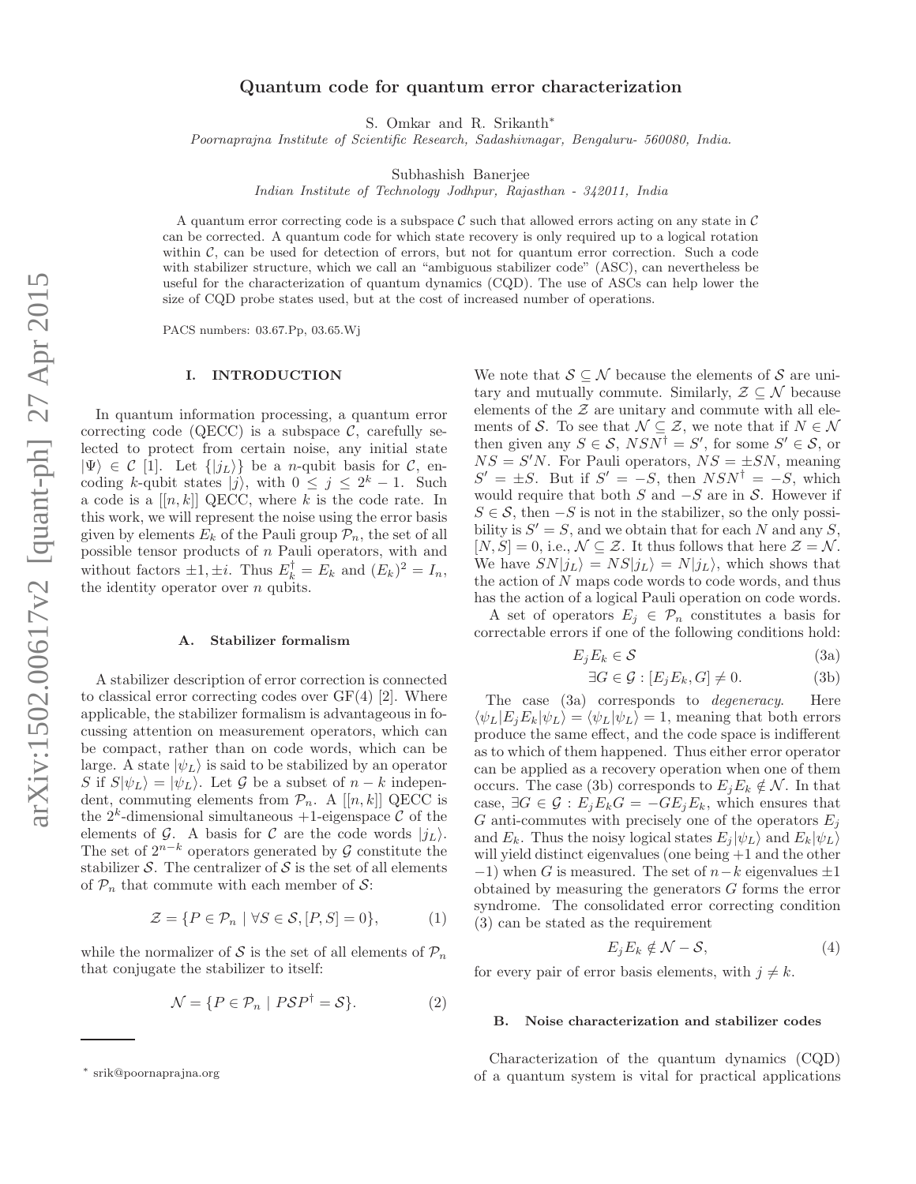# Quantum code for quantum error characterization

S. Omkar and R. Srikanth*

*Poornaprajna Institute of Scientific Research, Sadashivnagar, Bengaluru- 560080, India.*

Subhashish Banerjee

*Indian Institute of Technology Jodhpur, Rajasthan - 342011, India*

A quantum error correcting code is a subspace $\mathcal{C}$ such that allowed errors acting on any state in $\mathcal{C}$ can be corrected. A quantum code for which state recovery is only required up to a logical rotation within $\mathcal{C}$, can be used for detection of errors, but not for quantum error correction. Such a code with stabilizer structure, which we call an "ambiguous stabilizer code" (ASC), can nevertheless be useful for the characterization of quantum dynamics (CQD). The use of ASCs can help lower the size of CQD probe states used, but at the cost of increased number of operations.

PACS numbers: 03.67.Pp, 03.65.Wj

## I. INTRODUCTION

In quantum information processing, a quantum error correcting code (QECC) is a subspace $\mathcal{C}$, carefully selected to protect from certain noise, any initial state $|\Psi\rangle \in \mathcal{C}$ [1]. Let $\{|j_L\rangle\}$ be a $n$-qubit basis for $\mathcal{C}$, encoding $k$-qubit states $|j\rangle$, with $0 \leq j \leq 2^k - 1$. Such a code is a $[[n,k]]$ QECC, where $k$ is the code rate. In this work, we will represent the noise using the error basis given by elements $E_k$ of the Pauli group $\mathcal{P}_n$, the set of all possible tensor products of $n$ Pauli operators, with and without factors $\pm 1, \pm i$. Thus $E_k^\dagger = E_k$ and $(E_k)^2 = I_n$, the identity operator over $n$ qubits.

### A. Stabilizer formalism

A stabilizer description of error correction is connected to classical error correcting codes over GF(4) [2]. Where applicable, the stabilizer formalism is advantageous in focussing attention on measurement operators, which can be compact, rather than on code words, which can be large. A state $|\psi_L\rangle$ is said to be stabilized by an operator $S$ if $S|\psi_L\rangle = |\psi_L\rangle$. Let $\mathcal{G}$ be a subset of $n-k$ independent, commuting elements from $\mathcal{P}_n$. A $[[n,k]]$ QECC is the $2^k$-dimensional simultaneous $+1$-eigenspace $\mathcal{C}$ of the elements of $\mathcal{G}$. A basis for $\mathcal{C}$ are the code words $|j_L\rangle$. The set of $2^{n-k}$ operators generated by $\mathcal{G}$ constitute the stabilizer $\mathcal{S}$. The centralizer of $\mathcal{S}$ is the set of all elements of $\mathcal{P}_n$ that commute with each member of $\mathcal{S}$:

$$\mathcal{Z} = \{P \in \mathcal{P}_n \mid \forall S \in \mathcal{S}, [P,S] = 0\}, \tag{1}$$

while the normalizer of $\mathcal{S}$ is the set of all elements of $\mathcal{P}_n$ that conjugate the stabilizer to itself:

$$\mathcal{N} = \{P \in \mathcal{P}_n \mid P\mathcal{S}P^\dagger = \mathcal{S}\}. \tag{2}$$

We note that $\mathcal{S} \subseteq \mathcal{N}$ because the elements of $\mathcal{S}$ are unitary and mutually commute. Similarly, $\mathcal{Z} \subseteq \mathcal{N}$ because elements of the $\mathcal{Z}$ are unitary and commute with all elements of $\mathcal{S}$. To see that $\mathcal{N} \subseteq \mathcal{Z}$, we note that if $N \in \mathcal{N}$ then given any $S \in \mathcal{S}$, $NSN^\dagger = S'$, for some $S' \in \mathcal{S}$, or $NS = S'N$. For Pauli operators, $NS = \pm SN$, meaning $S' = \pm S$. But if $S' = -S$, then $NSN^\dagger = -S$, which would require that both $S$ and $-S$ are in $\mathcal{S}$. However if $S \in \mathcal{S}$, then $-S$ is not in the stabilizer, so the only possibility is $S' = S$, and we obtain that for each $N$ and any $S$, $[N,S] = 0$, i.e., $\mathcal{N} \subseteq \mathcal{Z}$. It thus follows that here $\mathcal{Z} = \mathcal{N}$. We have $SN|j_L\rangle = NS|j_L\rangle = N|j_L\rangle$, which shows that the action of $N$ maps code words to code words, and thus has the action of a logical Pauli operation on code words.

A set of operators $E_j \in \mathcal{P}_n$ constitutes a basis for correctable errors if one of the following conditions hold:

$$E_jE_k \in \mathcal{S} \tag{3a}$$

$$\exists G \in \mathcal{G} : [E_jE_k, G] \neq 0. \tag{3b}$$

The case (3a) corresponds to *degeneracy*. Here $\langle\psi_L|E_jE_k|\psi_L\rangle = \langle\psi_L|\psi_L\rangle = 1$, meaning that both errors produce the same effect, and the code space is indifferent as to which of them happened. Thus either error operator can be applied as a recovery operation when one of them occurs. The case (3b) corresponds to $E_jE_k \notin \mathcal{N}$. In that case, $\exists G \in \mathcal{G} : E_jE_kG = -GE_jE_k$, which ensures that $G$ anti-commutes with precisely one of the operators $E_j$ and $E_k$. Thus the noisy logical states $E_j|\psi_L\rangle$ and $E_k|\psi_L\rangle$ will yield distinct eigenvalues (one being $+1$ and the other $-1$) when $G$ is measured. The set of $n-k$ eigenvalues $\pm 1$ obtained by measuring the generators $G$ forms the error syndrome. The consolidated error correcting condition (3) can be stated as the requirement

$$E_jE_k \notin \mathcal{N} - \mathcal{S}, \tag{4}$$

for every pair of error basis elements, with $j \neq k$.

### B. Noise characterization and stabilizer codes

Characterization of the quantum dynamics (CQD) of a quantum system is vital for practical applications

* srik@poornaprajna.org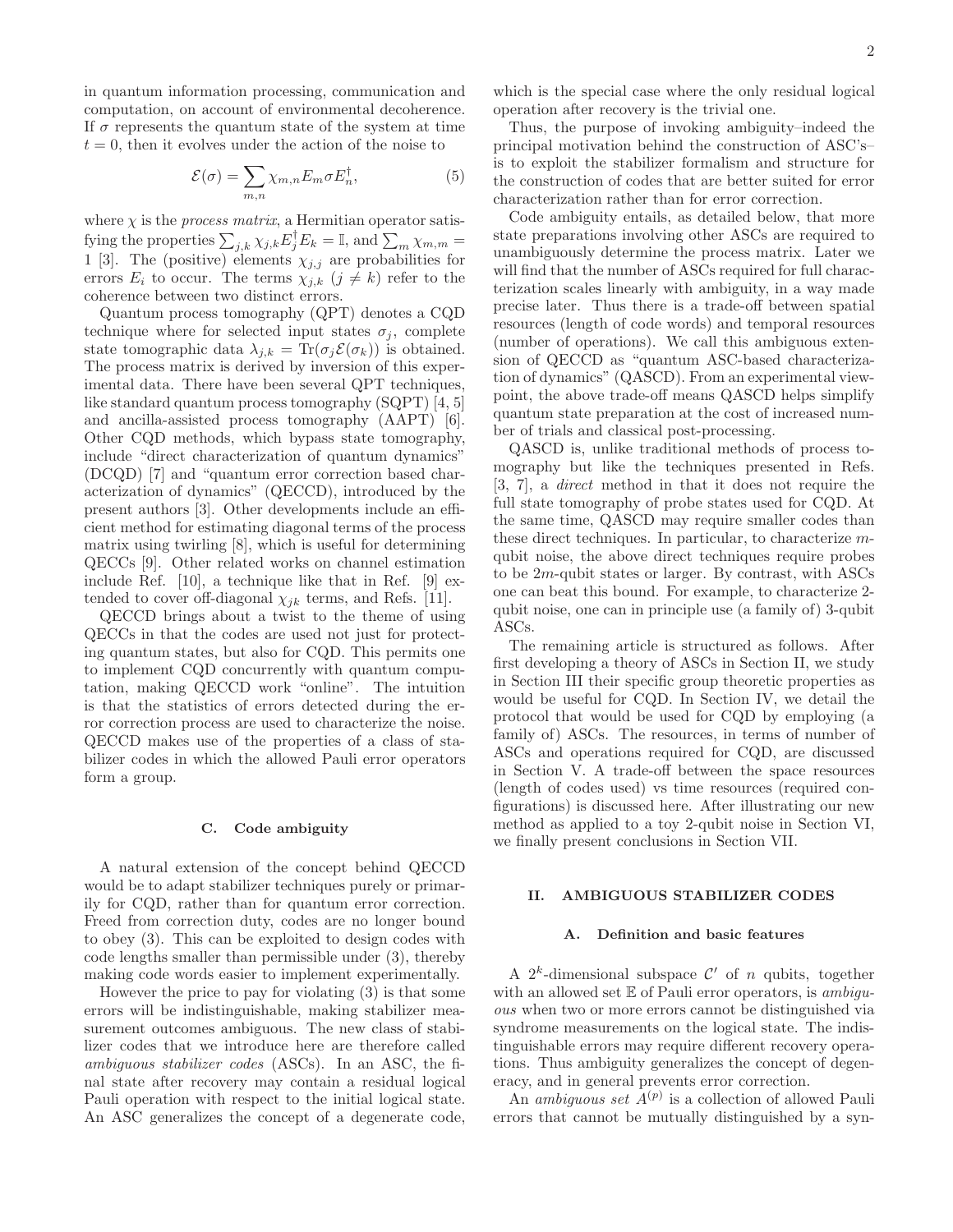in quantum information processing, communication and computation, on account of environmental decoherence. If $\sigma$ represents the quantum state of the system at time $t = 0$, then it evolves under the action of the noise to

$$\mathcal{E}(\sigma) = \sum_{m,n} \chi_{m,n} E_m \sigma E_n^\dagger, \tag{5}$$

where $\chi$ is the *process matrix*, a Hermitian operator satisfying the properties $\sum_{j,k} \chi_{j,k} E_j^\dagger E_k = \mathbb{I}$, and $\sum_m \chi_{m,m} = 1$ [3]. The (positive) elements $\chi_{j,j}$ are probabilities for errors $E_i$ to occur. The terms $\chi_{j,k}$ $(j \neq k)$ refer to the coherence between two distinct errors.

Quantum process tomography (QPT) denotes a CQD technique where for selected input states $\sigma_j$, complete state tomographic data $\lambda_{j,k} = \text{Tr}(\sigma_j \mathcal{E}(\sigma_k))$ is obtained. The process matrix is derived by inversion of this experimental data. There have been several QPT techniques, like standard quantum process tomography (SQPT) [4, 5] and ancilla-assisted process tomography (AAPT) [6]. Other CQD methods, which bypass state tomography, include "direct characterization of quantum dynamics" (DCQD) [7] and "quantum error correction based characterization of dynamics" (QECCD), introduced by the present authors [3]. Other developments include an efficient method for estimating diagonal terms of the process matrix using twirling [8], which is useful for determining QECCs [9]. Other related works on channel estimation include Ref. [10], a technique like that in Ref. [9] extended to cover off-diagonal $\chi_{jk}$ terms, and Refs. [11].

QECCD brings about a twist to the theme of using QECCs in that the codes are used not just for protecting quantum states, but also for CQD. This permits one to implement CQD concurrently with quantum computation, making QECCD work "online". The intuition is that the statistics of errors detected during the error correction process are used to characterize the noise. QECCD makes use of the properties of a class of stabilizer codes in which the allowed Pauli error operators form a group.

### C. Code ambiguity

A natural extension of the concept behind QECCD would be to adapt stabilizer techniques purely or primarily for CQD, rather than for quantum error correction. Freed from correction duty, codes are no longer bound to obey (3). This can be exploited to design codes with code lengths smaller than permissible under (3), thereby making code words easier to implement experimentally.

However the price to pay for violating (3) is that some errors will be indistinguishable, making stabilizer measurement outcomes ambiguous. The new class of stabilizer codes that we introduce here are therefore called *ambiguous stabilizer codes* (ASCs). In an ASC, the final state after recovery may contain a residual logical Pauli operation with respect to the initial logical state. An ASC generalizes the concept of a degenerate code, which is the special case where the only residual logical operation after recovery is the trivial one.

Thus, the purpose of invoking ambiguity–indeed the principal motivation behind the construction of ASC's–is to exploit the stabilizer formalism and structure for the construction of codes that are better suited for error characterization rather than for error correction.

Code ambiguity entails, as detailed below, that more state preparations involving other ASCs are required to unambiguously determine the process matrix. Later we will find that the number of ASCs required for full characterization scales linearly with ambiguity, in a way made precise later. Thus there is a trade-off between spatial resources (length of code words) and temporal resources (number of operations). We call this ambiguous extension of QECCD as "quantum ASC-based characterization of dynamics" (QASCD). From an experimental viewpoint, the above trade-off means QASCD helps simplify quantum state preparation at the cost of increased number of trials and classical post-processing.

QASCD is, unlike traditional methods of process tomography but like the techniques presented in Refs. [3, 7], a *direct* method in that it does not require the full state tomography of probe states used for CQD. At the same time, QASCD may require smaller codes than these direct techniques. In particular, to characterize $m$-qubit noise, the above direct techniques require probes to be $2m$-qubit states or larger. By contrast, with ASCs one can beat this bound. For example, to characterize 2-qubit noise, one can in principle use (a family of) 3-qubit ASCs.

The remaining article is structured as follows. After first developing a theory of ASCs in Section II, we study in Section III their specific group theoretic properties as would be useful for CQD. In Section IV, we detail the protocol that would be used for CQD by employing (a family of) ASCs. The resources, in terms of number of ASCs and operations required for CQD, are discussed in Section V. A trade-off between the space resources (length of codes used) vs time resources (required configurations) is discussed here. After illustrating our new method as applied to a toy 2-qubit noise in Section VI, we finally present conclusions in Section VII.

## II. AMBIGUOUS STABILIZER CODES

### A. Definition and basic features

A $2^k$-dimensional subspace $\mathcal{C}'$ of $n$ qubits, together with an allowed set $\mathbb{E}$ of Pauli error operators, is *ambiguous* when two or more errors cannot be distinguished via syndrome measurements on the logical state. The indistinguishable errors may require different recovery operations. Thus ambiguity generalizes the concept of degeneracy, and in general prevents error correction.

An *ambiguous set* $A^{(p)}$ is a collection of allowed Pauli errors that cannot be mutually distinguished by a syn-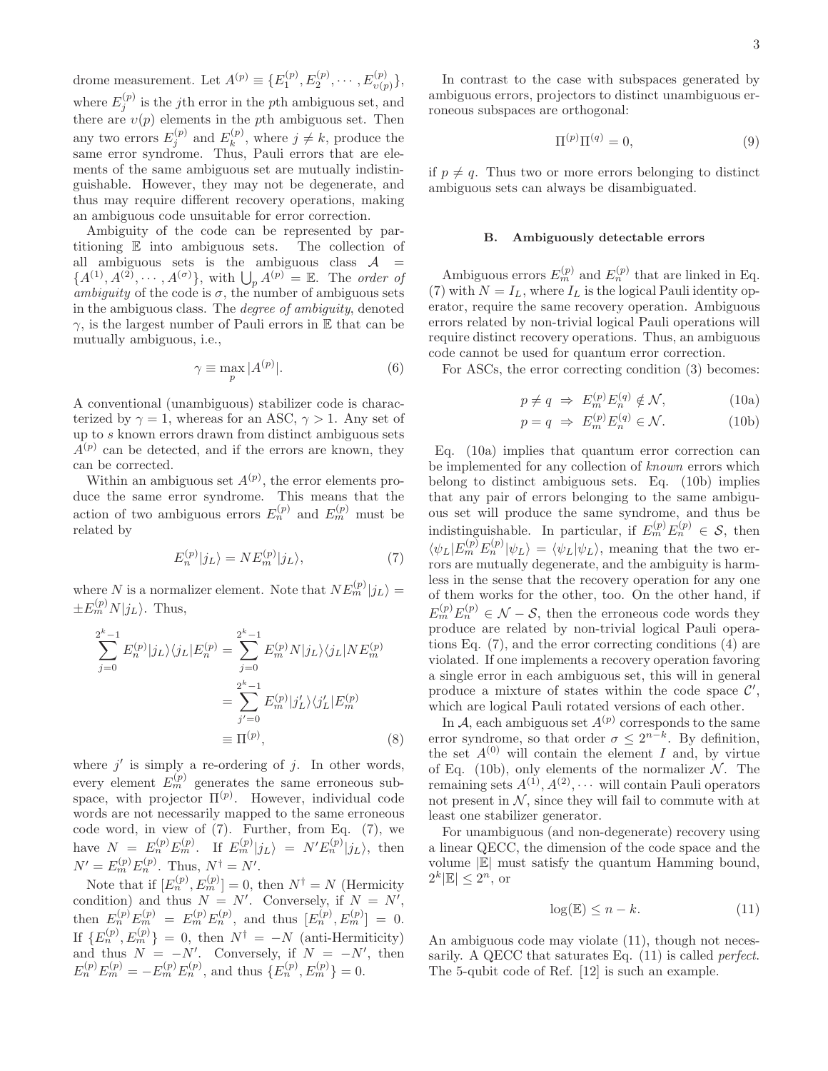drome measurement. Let $A^{(p)} \equiv \{E_1^{(p)}, E_2^{(p)}, \cdots, E_{\upsilon(p)}^{(p)}\}$, where $E_j^{(p)}$ is the $j$th error in the $p$th ambiguous set, and there are $\upsilon(p)$ elements in the $p$th ambiguous set. Then any two errors $E_j^{(p)}$ and $E_k^{(p)}$, where $j \neq k$, produce the same error syndrome. Thus, Pauli errors that are elements of the same ambiguous set are mutually indistinguishable. However, they may not be degenerate, and thus may require different recovery operations, making an ambiguous code unsuitable for error correction.

Ambiguity of the code can be represented by partitioning $\mathbb{E}$ into ambiguous sets. The collection of all ambiguous sets is the ambiguous class $\mathcal{A} = \{A^{(1)}, A^{(2)}, \cdots, A^{(\sigma)}\}$, with $\bigcup_p A^{(p)} = \mathbb{E}$. The *order of ambiguity* of the code is $\sigma$, the number of ambiguous sets in the ambiguous class. The *degree of ambiguity*, denoted $\gamma$, is the largest number of Pauli errors in $\mathbb{E}$ that can be mutually ambiguous, i.e.,

$$\gamma \equiv \max_p |A^{(p)}|. \tag{6}$$

A conventional (unambiguous) stabilizer code is characterized by $\gamma = 1$, whereas for an ASC, $\gamma > 1$. Any set of up to $s$ known errors drawn from distinct ambiguous sets $A^{(p)}$ can be detected, and if the errors are known, they can be corrected.

Within an ambiguous set $A^{(p)}$, the error elements produce the same error syndrome. This means that the action of two ambiguous errors $E_n^{(p)}$ and $E_m^{(p)}$ must be related by

$$E_n^{(p)}|j_L\rangle = NE_m^{(p)}|j_L\rangle, \tag{7}$$

where $N$ is a normalizer element. Note that $NE_m^{(p)}|j_L\rangle = \pm E_m^{(p)}N|j_L\rangle$. Thus,

$$\begin{aligned}
\sum_{j=0}^{2^k-1} E_n^{(p)}|j_L\rangle\langle j_L|E_n^{(p)} &= \sum_{j=0}^{2^k-1} E_m^{(p)}N|j_L\rangle\langle j_L|NE_m^{(p)} \\
&= \sum_{j'=0}^{2^k-1} E_m^{(p)}|j'_L\rangle\langle j'_L|E_m^{(p)} \\
&\equiv \Pi^{(p)},
\end{aligned} \tag{8}$$

where $j'$ is simply a re-ordering of $j$. In other words, every element $E_m^{(p)}$ generates the same erroneous subspace, with projector $\Pi^{(p)}$. However, individual code words are not necessarily mapped to the same erroneous code word, in view of (7). Further, from Eq. (7), we have $N = E_n^{(p)}E_m^{(p)}$. If $E_m^{(p)}|j_L\rangle = N'E_n^{(p)}|j_L\rangle$, then $N' = E_m^{(p)}E_n^{(p)}$. Thus, $N^\dagger = N'$.

Note that if $[E_n^{(p)}, E_m^{(p)}] = 0$, then $N^\dagger = N$ (Hermicity condition) and thus $N = N'$. Conversely, if $N = N'$, then $E_n^{(p)}E_m^{(p)} = E_m^{(p)}E_n^{(p)}$, and thus $[E_n^{(p)}, E_m^{(p)}] = 0$. If $\{E_n^{(p)}, E_m^{(p)}\} = 0$, then $N^\dagger = -N$ (anti-Hermiticity) and thus $N = -N'$. Conversely, if $N = -N'$, then $E_n^{(p)}E_m^{(p)} = -E_m^{(p)}E_n^{(p)}$, and thus $\{E_n^{(p)}, E_m^{(p)}\} = 0$.

In contrast to the case with subspaces generated by ambiguous errors, projectors to distinct unambiguous erroneous subspaces are orthogonal:

$$\Pi^{(p)}\Pi^{(q)} = 0, \tag{9}$$

if $p \neq q$. Thus two or more errors belonging to distinct ambiguous sets can always be disambiguated.

### B. Ambiguously detectable errors

Ambiguous errors $E_m^{(p)}$ and $E_n^{(p)}$ that are linked in Eq. (7) with $N = I_L$, where $I_L$ is the logical Pauli identity operator, require the same recovery operation. Ambiguous errors related by non-trivial logical Pauli operations will require distinct recovery operations. Thus, an ambiguous code cannot be used for quantum error correction.

For ASCs, the error correcting condition (3) becomes:

$$p \neq q \;\Rightarrow\; E_m^{(p)}E_n^{(q)} \notin \mathcal{N}, \tag{10a}$$

$$p = q \;\Rightarrow\; E_m^{(p)}E_n^{(q)} \in \mathcal{N}. \tag{10b}$$

Eq. (10a) implies that quantum error correction can be implemented for any collection of *known* errors which belong to distinct ambiguous sets. Eq. (10b) implies that any pair of errors belonging to the same ambiguous set will produce the same syndrome, and thus be indistinguishable. In particular, if $E_m^{(p)}E_n^{(p)} \in \mathcal{S}$, then $\langle\psi_L|E_m^{(p)}E_n^{(p)}|\psi_L\rangle = \langle\psi_L|\psi_L\rangle$, meaning that the two errors are mutually degenerate, and the ambiguity is harmless in the sense that the recovery operation for any one of them works for the other, too. On the other hand, if $E_m^{(p)}E_n^{(p)} \in \mathcal{N} - \mathcal{S}$, then the erroneous code words they produce are related by non-trivial logical Pauli operations Eq. (7), and the error correcting conditions (4) are violated. If one implements a recovery operation favoring a single error in each ambiguous set, this will in general produce a mixture of states within the code space $\mathcal{C}'$, which are logical Pauli rotated versions of each other.

In $\mathcal{A}$, each ambiguous set $A^{(p)}$ corresponds to the same error syndrome, so that order $\sigma \leq 2^{n-k}$. By definition, the set $A^{(0)}$ will contain the element $I$ and, by virtue of Eq. (10b), only elements of the normalizer $\mathcal{N}$. The remaining sets $A^{(1)}, A^{(2)}, \cdots$ will contain Pauli operators not present in $\mathcal{N}$, since they will fail to commute with at least one stabilizer generator.

For unambiguous (and non-degenerate) recovery using a linear QECC, the dimension of the code space and the volume $|\mathbb{E}|$ must satisfy the quantum Hamming bound, $2^k|\mathbb{E}| \leq 2^n$, or

$$\log(\mathbb{E}) \leq n - k. \tag{11}$$

An ambiguous code may violate (11), though not necessarily. A QECC that saturates Eq. (11) is called *perfect*. The 5-qubit code of Ref. [12] is such an example.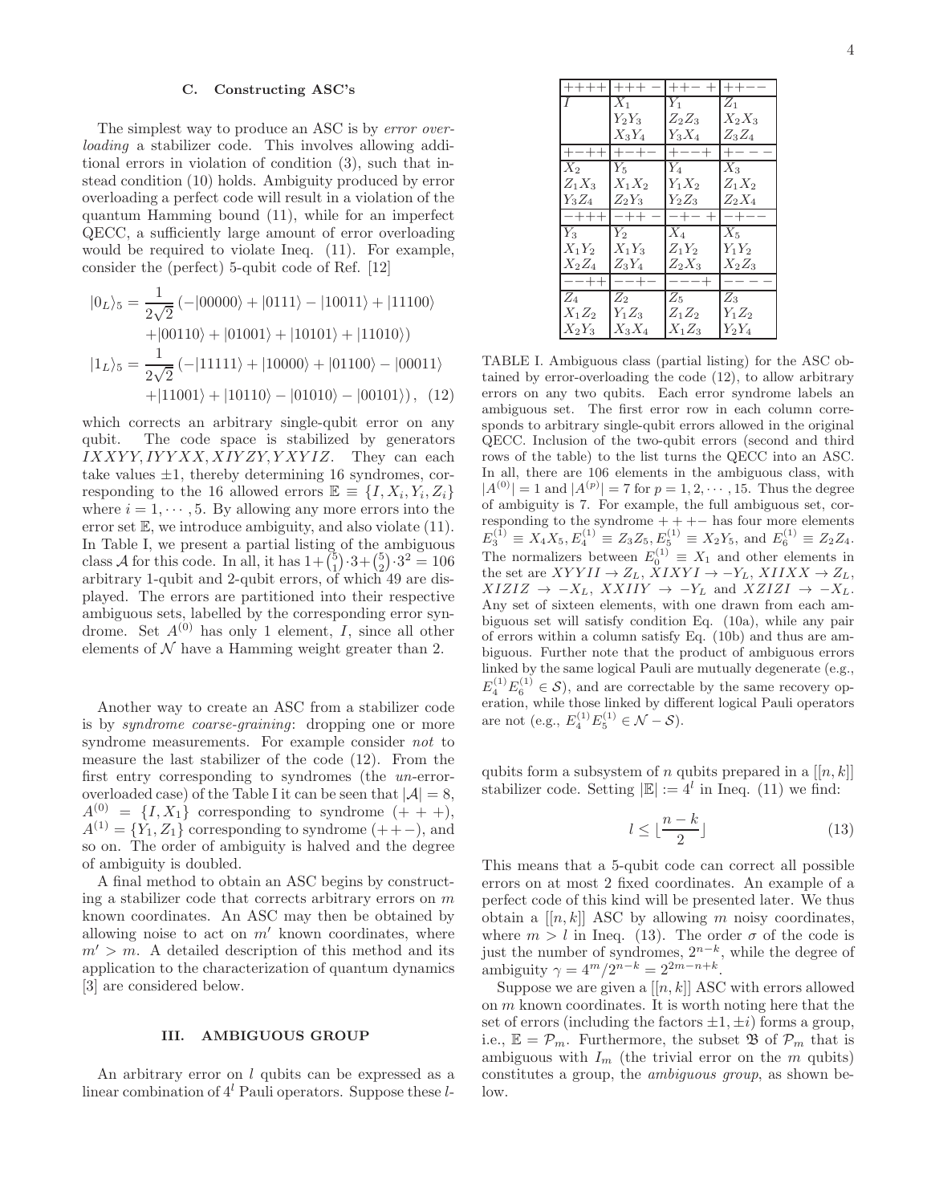### C. Constructing ASC's

The simplest way to produce an ASC is by *error overloading* a stabilizer code. This involves allowing additional errors in violation of condition (3), such that instead condition (10) holds. Ambiguity produced by error overloading a perfect code will result in a violation of the quantum Hamming bound (11), while for an imperfect QECC, a sufficiently large amount of error overloading would be required to violate Ineq. (11). For example, consider the (perfect) 5-qubit code of Ref. [12]

$$
\begin{aligned}
|0_L\rangle_5 &= \frac{1}{2\sqrt{2}}\left(-|00000\rangle + |0111\rangle - |10011\rangle + |11100\rangle \right.\\
&\quad \left. + |00110\rangle + |01001\rangle + |10101\rangle + |11010\rangle\right)\\
|1_L\rangle_5 &= \frac{1}{2\sqrt{2}}\left(-|11111\rangle + |10000\rangle + |01100\rangle - |00011\rangle \right.\\
&\quad \left. + |11001\rangle + |10110\rangle - |01010\rangle - |00101\rangle\right), \quad (12)
\end{aligned}
$$

which corrects an arbitrary single-qubit error on any qubit. The code space is stabilized by generators $IXXYY, IYYXX, XIYZY, YXYIZ$. They can each take values $\pm 1$, thereby determining 16 syndromes, corresponding to the 16 allowed errors $\mathbb{E} \equiv \{I, X_i, Y_i, Z_i\}$ where $i = 1, \cdots, 5$. By allowing any more errors into the error set $\mathbb{E}$, we introduce ambiguity, and also violate (11). In Table I, we present a partial listing of the ambiguous class $\mathcal{A}$ for this code. In all, it has $1+\binom{5}{1}\cdot 3+\binom{5}{2}\cdot 3^2 = 106$ arbitrary 1-qubit and 2-qubit errors, of which 49 are displayed. The errors are partitioned into their respective ambiguous sets, labelled by the corresponding error syndrome. Set $A^{(0)}$ has only 1 element, $I$, since all other elements of $\mathcal{N}$ have a Hamming weight greater than 2.

| $++++$ | $+++-$ | $++-+$ | $++--$ |
|---|---|---|---|
| $I$ | $X_1$<br>$Y_2Y_3$<br>$X_3Y_4$ | $Y_1$<br>$Z_2Z_3$<br>$Y_3X_4$ | $Z_1$<br>$X_2X_3$<br>$Z_3Z_4$ |
| $+-++$ | $+-+-$ | $+--+$ | $+---$ |
| $X_2$<br>$Z_1X_3$<br>$Y_3Z_4$ | $Y_5$<br>$X_1X_2$<br>$Z_2Y_3$ | $Y_4$<br>$Y_1X_2$<br>$Y_2Z_3$ | $X_3$<br>$Z_1X_2$<br>$Z_2X_4$ |
| $-+++$ | $-++-$ | $-+-+$ | $-+--$ |
| $Y_3$<br>$X_1Y_2$<br>$X_2Z_4$ | $Y_2$<br>$X_1Y_3$<br>$Z_3Y_4$ | $X_4$<br>$Z_1Y_2$<br>$Z_2X_3$ | $X_5$<br>$Y_1Y_2$<br>$X_2Z_3$ |
| $--++$ | $--+-$ | $---+$ | $----$ |
| $Z_4$<br>$X_1Z_2$<br>$X_2Y_3$ | $Z_2$<br>$Y_1Z_3$<br>$X_3X_4$ | $Z_5$<br>$Z_1Z_2$<br>$X_1Z_3$ | $Z_3$<br>$Y_1Z_2$<br>$Y_2Y_4$ |

TABLE I. Ambiguous class (partial listing) for the ASC obtained by error-overloading the code (12), to allow arbitrary errors on any two qubits. Each error syndrome labels an ambiguous set. The first error row in each column corresponds to arbitrary single-qubit errors allowed in the original QECC. Inclusion of the two-qubit errors (second and third rows of the table) to the list turns the QECC into an ASC. In all, there are 106 elements in the ambiguous class, with $|A^{(0)}| = 1$ and $|A^{(p)}| = 7$ for $p = 1, 2, \cdots, 15$. Thus the degree of ambiguity is 7. For example, the full ambiguous set, corresponding to the syndrome $++-+$ has four more elements $E_3^{(1)} \equiv X_4X_5, E_4^{(1)} \equiv Z_3Z_5, E_5^{(1)} \equiv X_2Y_5$, and $E_6^{(1)} \equiv Z_2Z_4$. The normalizers between $E_0^{(1)} \equiv X_1$ and other elements in the set are $XYYII \rightarrow Z_L$, $XIXYI \rightarrow -Y_L$, $XIIXX \rightarrow Z_L$, $XIZIZ \rightarrow -X_L$, $XXIIY \rightarrow -Y_L$ and $XZIZI \rightarrow -X_L$. Any set of sixteen elements, with one drawn from each ambiguous set will satisfy condition Eq. (10a), while any pair of errors within a column satisfy Eq. (10b) and thus are ambiguous. Further note that the product of ambiguous errors linked by the same logical Pauli are mutually degenerate (e.g., $E_4^{(1)}E_6^{(1)} \in \mathcal{S}$), and are correctable by the same recovery operation, while those linked by different logical Pauli operators are not (e.g., $E_4^{(1)}E_5^{(1)} \in \mathcal{N} - \mathcal{S}$).

Another way to create an ASC from a stabilizer code is by *syndrome coarse-graining*: dropping one or more syndrome measurements. For example consider *not* to measure the last stabilizer of the code (12). From the first entry corresponding to syndromes (the *un*-error-overloaded case) of the Table I it can be seen that $|\mathcal{A}| = 8$, $A^{(0)} = \{I, X_1\}$ corresponding to syndrome $(+++)$, $A^{(1)} = \{Y_1, Z_1\}$ corresponding to syndrome $(++-)$, and so on. The order of ambiguity is halved and the degree of ambiguity is doubled.

A final method to obtain an ASC begins by constructing a stabilizer code that corrects arbitrary errors on $m$ known coordinates. An ASC may then be obtained by allowing noise to act on $m'$ known coordinates, where $m' > m$. A detailed description of this method and its application to the characterization of quantum dynamics [3] are considered below.

## III. AMBIGUOUS GROUP

An arbitrary error on $l$ qubits can be expressed as a linear combination of $4^l$ Pauli operators. Suppose these $l$-qubits form a subsystem of $n$ qubits prepared in a $[[n,k]]$ stabilizer code. Setting $|\mathbb{E}| := 4^l$ in Ineq. (11) we find:

$$
l \leq \lfloor \frac{n-k}{2} \rfloor \quad (13)
$$

This means that a 5-qubit code can correct all possible errors on at most 2 fixed coordinates. An example of a perfect code of this kind will be presented later. We thus obtain a $[[n,k]]$ ASC by allowing $m$ noisy coordinates, where $m > l$ in Ineq. (13). The order $\sigma$ of the code is just the number of syndromes, $2^{n-k}$, while the degree of ambiguity $\gamma = 4^m/2^{n-k} = 2^{2m-n+k}$.

Suppose we are given a $[[n,k]]$ ASC with errors allowed on $m$ known coordinates. It is worth noting here that the set of errors (including the factors $\pm 1, \pm i$) forms a group, i.e., $\mathbb{E} = \mathcal{P}_m$. Furthermore, the subset $\mathfrak{B}$ of $\mathcal{P}_m$ that is ambiguous with $I_m$ (the trivial error on the $m$ qubits) constitutes a group, the *ambiguous group*, as shown below.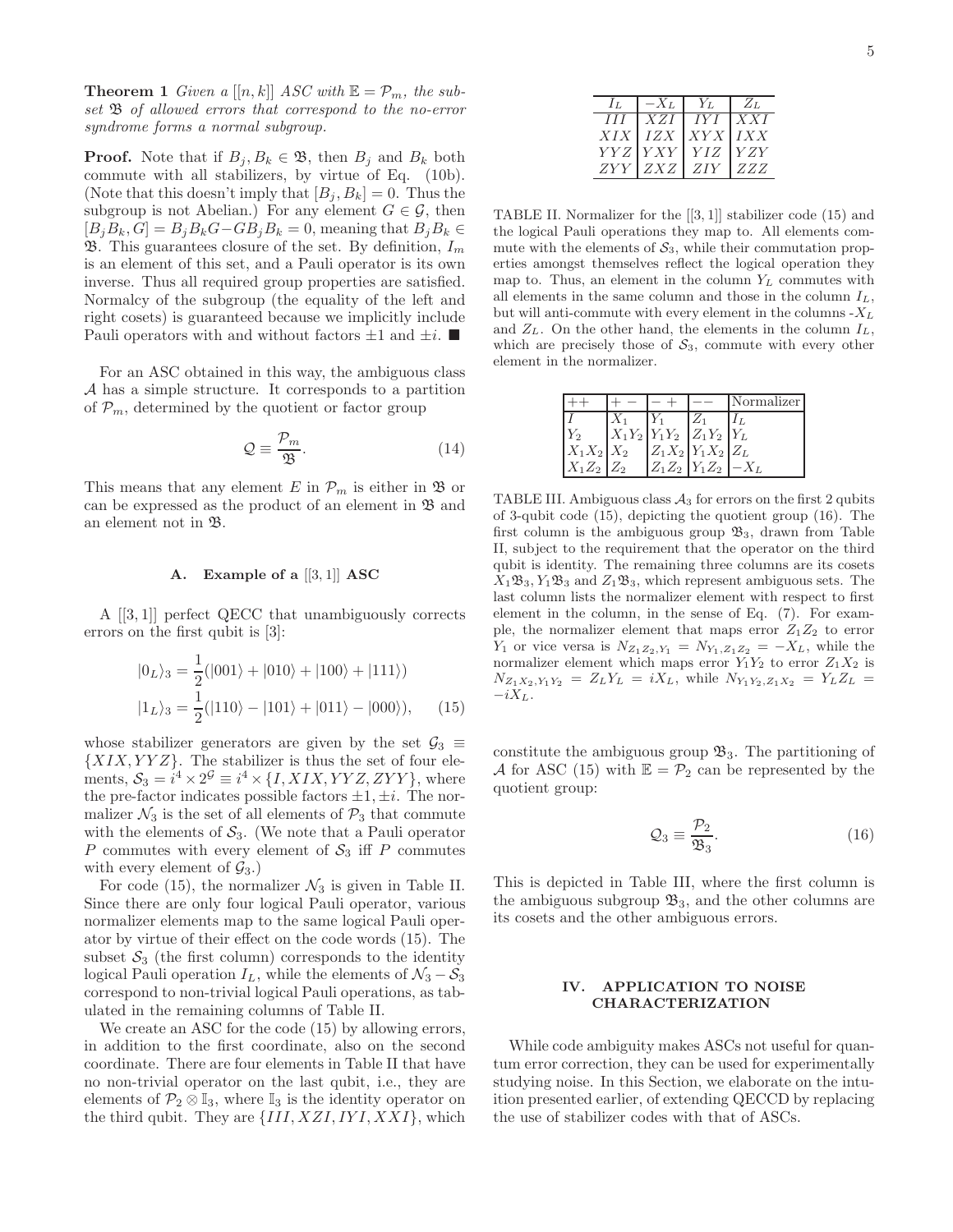**Theorem 1** *Given a $[[n,k]]$ ASC with $\mathbb{E} = \mathcal{P}_m$, the subset $\mathfrak{B}$ of allowed errors that correspond to the no-error syndrome forms a normal subgroup.*

**Proof.** Note that if $B_j, B_k \in \mathfrak{B}$, then $B_j$ and $B_k$ both commute with all stabilizers, by virtue of Eq. (10b). (Note that this doesn't imply that $[B_j, B_k] = 0$. Thus the subgroup is not Abelian.) For any element $G \in \mathcal{G}$, then $[B_jB_k, G] = B_jB_kG - GB_jB_k = 0$, meaning that $B_jB_k \in \mathfrak{B}$. This guarantees closure of the set. By definition, $I_m$ is an element of this set, and a Pauli operator is its own inverse. Thus all required group properties are satisfied. Normalcy of the subgroup (the equality of the left and right cosets) is guaranteed because we implicitly include Pauli operators with and without factors $\pm 1$ and $\pm i$. ■

For an ASC obtained in this way, the ambiguous class $\mathcal{A}$ has a simple structure. It corresponds to a partition of $\mathcal{P}_m$, determined by the quotient or factor group

$$\mathcal{Q} \equiv \frac{\mathcal{P}_m}{\mathfrak{B}}. \tag{14}$$

This means that any element $E$ in $\mathcal{P}_m$ is either in $\mathfrak{B}$ or can be expressed as the product of an element in $\mathfrak{B}$ and an element not in $\mathfrak{B}$.

### A. Example of a $[[3,1]]$ ASC

A $[[3,1]]$ perfect QECC that unambiguously corrects errors on the first qubit is [3]:

$$\begin{aligned}
|0_L\rangle_3 &= \frac{1}{2}(|001\rangle + |010\rangle + |100\rangle + |111\rangle) \\
|1_L\rangle_3 &= \frac{1}{2}(|110\rangle - |101\rangle + |011\rangle - |000\rangle),
\end{aligned} \tag{15}$$

whose stabilizer generators are given by the set $\mathcal{G}_3 \equiv \{XIX, YYZ\}$. The stabilizer is thus the set of four elements, $\mathcal{S}_3 = i^4 \times 2^{\mathcal{G}} \equiv i^4 \times \{I, XIX, YYZ, ZYY\}$, where the pre-factor indicates possible factors $\pm 1, \pm i$. The normalizer $\mathcal{N}_3$ is the set of all elements of $\mathcal{P}_3$ that commute with the elements of $\mathcal{S}_3$. (We note that a Pauli operator $P$ commutes with every element of $\mathcal{S}_3$ iff $P$ commutes with every element of $\mathcal{G}_3$.)

For code (15), the normalizer $\mathcal{N}_3$ is given in Table II. Since there are only four logical Pauli operator, various normalizer elements map to the same logical Pauli operator by virtue of their effect on the code words (15). The subset $\mathcal{S}_3$ (the first column) corresponds to the identity logical Pauli operation $I_L$, while the elements of $\mathcal{N}_3 - \mathcal{S}_3$ correspond to non-trivial logical Pauli operations, as tabulated in the remaining columns of Table II.

We create an ASC for the code (15) by allowing errors, in addition to the first coordinate, also on the second coordinate. There are four elements in Table II that have no non-trivial operator on the last qubit, i.e., they are elements of $\mathcal{P}_2 \otimes \mathbb{I}_3$, where $\mathbb{I}_3$ is the identity operator on the third qubit. They are $\{III, XZI, IYI, XXI\}$, which constitute the ambiguous group $\mathfrak{B}_3$. The partitioning of $\mathcal{A}$ for ASC (15) with $\mathbb{E} = \mathcal{P}_2$ can be represented by the quotient group:

$$\mathcal{Q}_3 \equiv \frac{\mathcal{P}_2}{\mathfrak{B}_3}. \tag{16}$$

This is depicted in Table III, where the first column is the ambiguous subgroup $\mathfrak{B}_3$, and the other columns are its cosets and the other ambiguous errors.

| $I_L$ | $-X_L$ | $Y_L$ | $Z_L$ |
|---|---|---|---|
| $III$ | $XZI$ | $IYI$ | $XXI$ |
| $XIX$ | $IZX$ | $XYX$ | $IXX$ |
| $YYZ$ | $YXY$ | $YIZ$ | $YZY$ |
| $ZYY$ | $ZXZ$ | $ZIY$ | $ZZZ$ |

TABLE II. Normalizer for the $[[3,1]]$ stabilizer code (15) and the logical Pauli operations they map to. All elements commute with the elements of $\mathcal{S}_3$, while their commutation properties amongst themselves reflect the logical operation they map to. Thus, an element in the column $Y_L$ commutes with all elements in the same column and those in the column $I_L$, but will anti-commute with every element in the columns -$X_L$ and $Z_L$. On the other hand, the elements in the column $I_L$, which are precisely those of $\mathcal{S}_3$, commute with every other element in the normalizer.

| $++$ | $+-$ | $-+$ | $--$ | Normalizer |
|---|---|---|---|---|
| $I$ | $X_1$ | $Y_1$ | $Z_1$ | $I_L$ |
| $Y_2$ | $X_1Y_2$ | $Y_1Y_2$ | $Z_1Y_2$ | $Y_L$ |
| $X_1X_2$ | $X_2$ | $Z_1X_2$ | $Y_1X_2$ | $Z_L$ |
| $X_1Z_2$ | $Z_2$ | $Z_1Z_2$ | $Y_1Z_2$ | $-X_L$ |

TABLE III. Ambiguous class $\mathcal{A}_3$ for errors on the first 2 qubits of 3-qubit code (15), depicting the quotient group (16). The first column is the ambiguous group $\mathfrak{B}_3$, drawn from Table II, subject to the requirement that the operator on the third qubit is identity. The remaining three columns are its cosets $X_1\mathfrak{B}_3, Y_1\mathfrak{B}_3$ and $Z_1\mathfrak{B}_3$, which represent ambiguous sets. The last column lists the normalizer element with respect to first element in the column, in the sense of Eq. (7). For example, the normalizer element that maps error $Z_1Z_2$ to error $Y_1$ or vice versa is $N_{Z_1Z_2,Y_1} = N_{Y_1,Z_1Z_2} = -X_L$, while the normalizer element which maps error $Y_1Y_2$ to error $Z_1X_2$ is $N_{Z_1X_2,Y_1Y_2} = Z_LY_L = iX_L$, while $N_{Y_1Y_2,Z_1X_2} = Y_LZ_L = -iX_L$.

## IV. APPLICATION TO NOISE CHARACTERIZATION

While code ambiguity makes ASCs not useful for quantum error correction, they can be used for experimentally studying noise. In this Section, we elaborate on the intuition presented earlier, of extending QECCD by replacing the use of stabilizer codes with that of ASCs.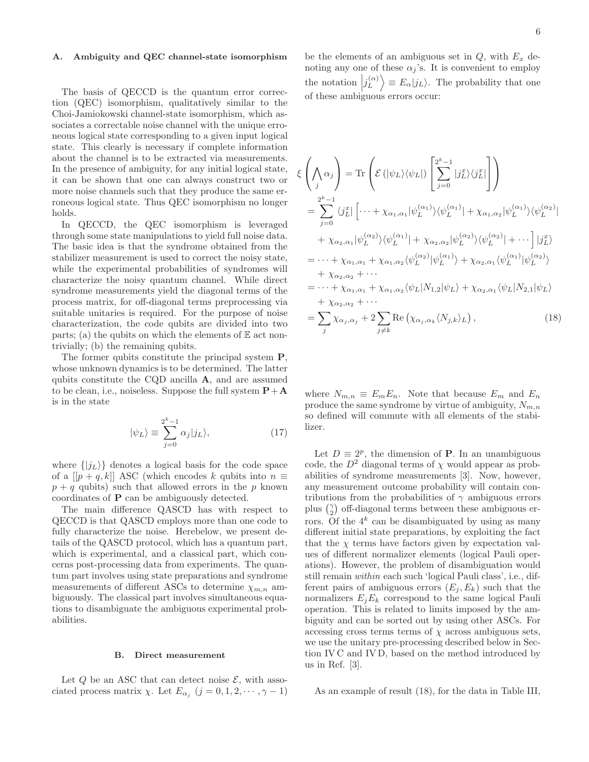### A. Ambiguity and QEC channel-state isomorphism

The basis of QECCD is the quantum error correction (QEC) isomorphism, qualitatively similar to the Choi-Jamiokowski channel-state isomorphism, which associates a correctable noise channel with the unique erroneous logical state corresponding to a given input logical state. This clearly is necessary if complete information about the channel is to be extracted via measurements. In the presence of ambiguity, for any initial logical state, it can be shown that one can always construct two or more noise channels such that they produce the same erroneous logical state. Thus QEC isomorphism no longer holds.

In QECCD, the QEC isomorphism is leveraged through some state manipulations to yield full noise data. The basic idea is that the syndrome obtained from the stabilizer measurement is used to correct the noisy state, while the experimental probabilities of syndromes will characterize the noisy quantum channel. While direct syndrome measurements yield the diagonal terms of the process matrix, for off-diagonal terms preprocessing via suitable unitaries is required. For the purpose of noise characterization, the code qubits are divided into two parts; (a) the qubits on which the elements of $\mathbb{E}$ act nontrivially; (b) the remaining qubits.

The former qubits constitute the principal system **P**, whose unknown dynamics is to be determined. The latter qubits constitute the CQD ancilla **A**, and are assumed to be clean, i.e., noiseless. Suppose the full system **P**+**A** is in the state

$$|\psi_L\rangle \equiv \sum_{j=0}^{2^k-1} \alpha_j |j_L\rangle, \tag{17}$$

where $\{|j_L\rangle\}$ denotes a logical basis for the code space of a $[[p+q,k]]$ ASC (which encodes $k$ qubits into $n \equiv p+q$ qubits) such that allowed errors in the $p$ known coordinates of **P** can be ambiguously detected.

The main difference QASCD has with respect to QECCD is that QASCD employs more than one code to fully characterize the noise. Herebelow, we present details of the QASCD protocol, which has a quantum part, which is experimental, and a classical part, which concerns post-processing data from experiments. The quantum part involves using state preparations and syndrome measurements of different ASCs to determine $\chi_{m,n}$ ambiguously. The classical part involves simultaneous equations to disambiguate the ambiguous experimental probabilities.

### B. Direct measurement

Let $Q$ be an ASC that can detect noise $\mathcal{E}$, with associated process matrix $\chi$. Let $E_{\alpha_j}$ $(j = 0, 1, 2, \cdots, \gamma-1)$ be the elements of an ambiguous set in $Q$, with $E_x$ denoting any one of these $\alpha_j$'s. It is convenient to employ the notation $\left|j_L^{(\alpha)}\right\rangle \equiv E_\alpha |j_L\rangle$. The probability that one of these ambiguous errors occur:

$$\begin{aligned}
\xi\left(\bigwedge_j \alpha_j\right) &= \mathrm{Tr}\left(\mathcal{E}\left(|\psi_L\rangle\langle\psi_L|\right)\left[\sum_{j=0}^{2^k-1} |j_L^x\rangle\langle j_L^x|\right]\right) \\
&= \sum_{j=0}^{2^k-1} \langle j_L^x| \Big[\cdots + \chi_{\alpha_1,\alpha_1}|\psi_L^{(\alpha_1)}\rangle\langle\psi_L^{(\alpha_1)}| + \chi_{\alpha_1,\alpha_2}|\psi_L^{(\alpha_1)}\rangle\langle\psi_L^{(\alpha_2)}| \\
&\quad + \chi_{\alpha_2,\alpha_1}|\psi_L^{(\alpha_2)}\rangle\langle\psi_L^{(\alpha_1)}| + \chi_{\alpha_2,\alpha_2}|\psi_L^{(\alpha_2)}\rangle\langle\psi_L^{(\alpha_2)}| + \cdots\Big] |j_L^x\rangle \\
&= \cdots + \chi_{\alpha_1,\alpha_1} + \chi_{\alpha_1,\alpha_2}\langle\psi_L^{(\alpha_2)}|\psi_L^{(\alpha_1)}\rangle + \chi_{\alpha_2,\alpha_1}\langle\psi_L^{(\alpha_1)}|\psi_L^{(\alpha_2)}\rangle \\
&\quad + \chi_{\alpha_2,\alpha_2} + \cdots \\
&= \cdots + \chi_{\alpha_1,\alpha_1} + \chi_{\alpha_1,\alpha_2}\langle\psi_L|N_{1,2}|\psi_L\rangle + \chi_{\alpha_2,\alpha_1}\langle\psi_L|N_{2,1}|\psi_L\rangle \\
&\quad + \chi_{\alpha_2,\alpha_2} + \cdots \\
&= \sum_j \chi_{\alpha_j,\alpha_j} + 2\sum_{j\neq k}\mathrm{Re}\left(\chi_{\alpha_j,\alpha_k}\langle N_{j,k}\rangle_L\right),
\end{aligned} \tag{18}$$

where $N_{m,n} \equiv E_m E_n$. Note that because $E_m$ and $E_n$ produce the same syndrome by virtue of ambiguity, $N_{m,n}$ so defined will commute with all elements of the stabilizer.

Let $D \equiv 2^p$, the dimension of **P**. In an unambiguous code, the $D^2$ diagonal terms of $\chi$ would appear as probabilities of syndrome measurements [3]. Now, however, any measurement outcome probability will contain contributions from the probabilities of $\gamma$ ambiguous errors plus $\binom{\gamma}{2}$ off-diagonal terms between these ambiguous errors. Of the $4^k$ can be disambiguated by using as many different initial state preparations, by exploiting the fact that the $\chi$ terms have factors given by expectation values of different normalizer elements (logical Pauli operations). However, the problem of disambiguation would still remain *within* each such 'logical Pauli class', i.e., different pairs of ambiguous errors $(E_j, E_k)$ such that the normalizers $E_jE_k$ correspond to the same logical Pauli operation. This is related to limits imposed by the ambiguity and can be sorted out by using other ASCs. For accessing cross terms terms of $\chi$ across ambiguous sets, we use the unitary pre-processing described below in Section IV C and IV D, based on the method introduced by us in Ref. [3].

As an example of result (18), for the data in Table III,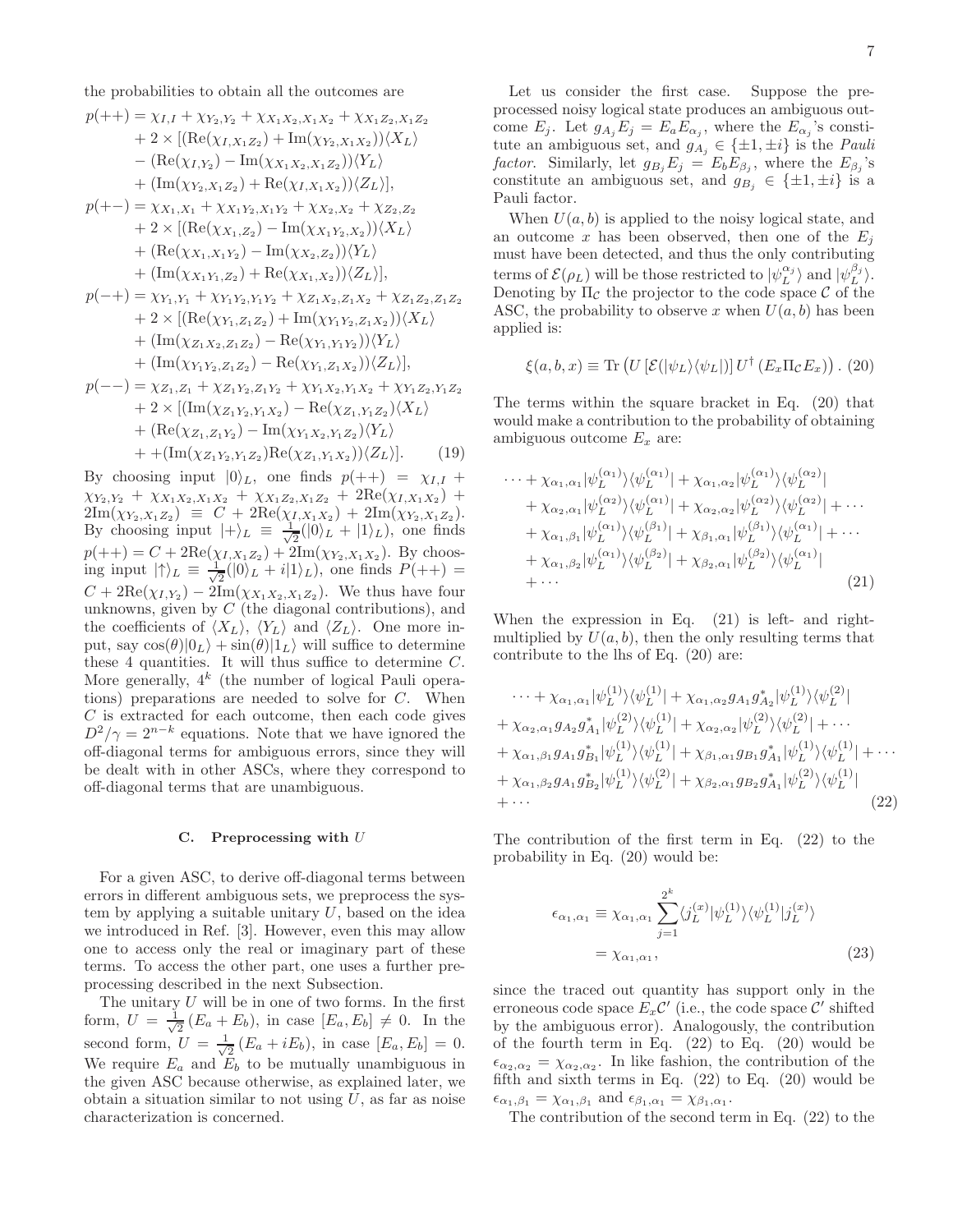the probabilities to obtain all the outcomes are

$$
\begin{aligned}
p(++) &= \chi_{I,I} + \chi_{Y_2,Y_2} + \chi_{X_1X_2,X_1X_2} + \chi_{X_1Z_2,X_1Z_2} \\
&+ 2 \times [(\mathrm{Re}(\chi_{I,X_1Z_2}) + \mathrm{Im}(\chi_{Y_2,X_1X_2}))\langle X_L\rangle \\
&- (\mathrm{Re}(\chi_{I,Y_2}) - \mathrm{Im}(\chi_{X_1X_2,X_1Z_2}))\langle Y_L\rangle \\
&+ (\mathrm{Im}(\chi_{Y_2,X_1Z_2}) + \mathrm{Re}(\chi_{I,X_1X_2}))\langle Z_L\rangle], \\
p(+-) &= \chi_{X_1,X_1} + \chi_{X_1Y_2,X_1Y_2} + \chi_{X_2,X_2} + \chi_{Z_2,Z_2} \\
&+ 2 \times [(\mathrm{Re}(\chi_{X_1,Z_2}) - \mathrm{Im}(\chi_{X_1Y_2,X_2}))\langle X_L\rangle \\
&+ (\mathrm{Re}(\chi_{X_1,X_1Y_2}) - \mathrm{Im}(\chi_{X_2,Z_2}))\langle Y_L\rangle \\
&+ (\mathrm{Im}(\chi_{X_1Y_1,Z_2}) + \mathrm{Re}(\chi_{X_1,X_2}))\langle Z_L\rangle], \\
p(-+) &= \chi_{Y_1,Y_1} + \chi_{Y_1Y_2,Y_1Y_2} + \chi_{Z_1X_2,Z_1X_2} + \chi_{Z_1Z_2,Z_1Z_2} \\
&+ 2 \times [(\mathrm{Re}(\chi_{Y_1,Z_1Z_2}) + \mathrm{Im}(\chi_{Y_1Y_2,Z_1X_2}))\langle X_L\rangle \\
&+ (\mathrm{Im}(\chi_{Z_1X_2,Z_1Z_2}) - \mathrm{Re}(\chi_{Y_1,Y_1Y_2}))\langle Y_L\rangle \\
&+ (\mathrm{Im}(\chi_{Y_1Y_2,Z_1Z_2}) - \mathrm{Re}(\chi_{Y_1,Z_1X_2}))\langle Z_L\rangle], \\
p(--) &= \chi_{Z_1,Z_1} + \chi_{Z_1Y_2,Z_1Y_2} + \chi_{Y_1X_2,Y_1X_2} + \chi_{Y_1Z_2,Y_1Z_2} \\
&+ 2 \times [(\mathrm{Im}(\chi_{Z_1Y_2,Y_1X_2}) - \mathrm{Re}(\chi_{Z_1,Y_1Z_2})\langle X_L\rangle \\
&+ (\mathrm{Re}(\chi_{Z_1,Z_1Y_2}) - \mathrm{Im}(\chi_{Y_1X_2,Y_1Z_2}))\langle Y_L\rangle \\
&+ +(\mathrm{Im}(\chi_{Z_1Y_2,Y_1Z_2})\mathrm{Re}(\chi_{Z_1,Y_1X_2}))\langle Z_L\rangle]. \qquad (19)
\end{aligned}
$$

By choosing input $|0\rangle_L$, one finds $p(++) = \chi_{I,I} + \chi_{Y_2,Y_2} + \chi_{X_1X_2,X_1X_2} + \chi_{X_1Z_2,X_1Z_2} + 2\mathrm{Re}(\chi_{I,X_1X_2}) + 2\mathrm{Im}(\chi_{Y_2,X_1Z_2}) \equiv C + 2\mathrm{Re}(\chi_{I,X_1X_2}) + 2\mathrm{Im}(\chi_{Y_2,X_1Z_2})$. By choosing input $|+\rangle_L \equiv \frac{1}{\sqrt{2}}(|0\rangle_L + |1\rangle_L)$, one finds $p(++) = C + 2\mathrm{Re}(\chi_{I,X_1Z_2}) + 2\mathrm{Im}(\chi_{Y_2,X_1X_2})$. By choosing input $|\uparrow\rangle_L \equiv \frac{1}{\sqrt{2}}(|0\rangle_L + i|1\rangle_L)$, one finds $P(++) = C + 2\mathrm{Re}(\chi_{I,Y_2}) - 2\mathrm{Im}(\chi_{X_1X_2,X_1Z_2})$. We thus have four unknowns, given by $C$ (the diagonal contributions), and the coefficients of $\langle X_L\rangle$, $\langle Y_L\rangle$ and $\langle Z_L\rangle$. One more input, say $\cos(\theta)|0_L\rangle + \sin(\theta)|1_L\rangle$ will suffice to determine these 4 quantities. It will thus suffice to determine $C$. More generally, $4^k$ (the number of logical Pauli operations) preparations are needed to solve for $C$. When $C$ is extracted for each outcome, then each code gives $D^2/\gamma = 2^{n-k}$ equations. Note that we have ignored the off-diagonal terms for ambiguous errors, since they will be dealt with in other ASCs, where they correspond to off-diagonal terms that are unambiguous.

### C. Preprocessing with $U$

For a given ASC, to derive off-diagonal terms between errors in different ambiguous sets, we preprocess the system by applying a suitable unitary $U$, based on the idea we introduced in Ref. [3]. However, even this may allow one to access only the real or imaginary part of these terms. To access the other part, one uses a further preprocessing described in the next Subsection.

The unitary $U$ will be in one of two forms. In the first form, $U = \frac{1}{\sqrt{2}}(E_a + E_b)$, in case $[E_a, E_b] \neq 0$. In the second form, $U = \frac{1}{\sqrt{2}}(E_a + iE_b)$, in case $[E_a, E_b] = 0$. We require $E_a$ and $E_b$ to be mutually unambiguous in the given ASC because otherwise, as explained later, we obtain a situation similar to not using $U$, as far as noise characterization is concerned.

Let us consider the first case. Suppose the preprocessed noisy logical state produces an ambiguous outcome $E_j$. Let $g_{A_j}E_j = E_aE_{\alpha_j}$, where the $E_{\alpha_j}$'s constitute an ambiguous set, and $g_{A_j} \in \{\pm 1, \pm i\}$ is the *Pauli factor*. Similarly, let $g_{B_j}E_j = E_bE_{\beta_j}$, where the $E_{\beta_j}$'s constitute an ambiguous set, and $g_{B_j} \in \{\pm 1, \pm i\}$ is a Pauli factor.

When $U(a,b)$ is applied to the noisy logical state, and an outcome $x$ has been observed, then one of the $E_j$ must have been detected, and thus the only contributing terms of $\mathcal{E}(\rho_L)$ will be those restricted to $|\psi_L^{\alpha_j}\rangle$ and $|\psi_L^{\beta_j}\rangle$. Denoting by $\Pi_{\mathcal{C}}$ the projector to the code space $\mathcal{C}$ of the ASC, the probability to observe $x$ when $U(a,b)$ has been applied is:

$$
\xi(a,b,x) \equiv \mathrm{Tr}\left(U\left[\mathcal{E}(|\psi_L\rangle\langle\psi_L|)\right]U^\dagger\left(E_x\Pi_{\mathcal{C}}E_x\right)\right). \qquad (20)
$$

The terms within the square bracket in Eq. (20) that would make a contribution to the probability of obtaining ambiguous outcome $E_x$ are:

$$
\begin{aligned}
\cdots &+ \chi_{\alpha_1,\alpha_1}|\psi_L^{(\alpha_1)}\rangle\langle\psi_L^{(\alpha_1)}| + \chi_{\alpha_1,\alpha_2}|\psi_L^{(\alpha_1)}\rangle\langle\psi_L^{(\alpha_2)}| \\
&+ \chi_{\alpha_2,\alpha_1}|\psi_L^{(\alpha_2)}\rangle\langle\psi_L^{(\alpha_1)}| + \chi_{\alpha_2,\alpha_2}|\psi_L^{(\alpha_2)}\rangle\langle\psi_L^{(\alpha_2)}| + \cdots \\
&+ \chi_{\alpha_1,\beta_1}|\psi_L^{(\alpha_1)}\rangle\langle\psi_L^{(\beta_1)}| + \chi_{\beta_1,\alpha_1}|\psi_L^{(\beta_1)}\rangle\langle\psi_L^{(\alpha_1)}| + \cdots \\
&+ \chi_{\alpha_1,\beta_2}|\psi_L^{(\alpha_1)}\rangle\langle\psi_L^{(\beta_2)}| + \chi_{\beta_2,\alpha_1}|\psi_L^{(\beta_2)}\rangle\langle\psi_L^{(\alpha_1)}| \\
&+ \cdots \qquad (21)
\end{aligned}
$$

When the expression in Eq. (21) is left- and right-multiplied by $U(a,b)$, then the only resulting terms that contribute to the lhs of Eq. (20) are:

$$
\begin{aligned}
&\cdots + \chi_{\alpha_1,\alpha_1}|\psi_L^{(1)}\rangle\langle\psi_L^{(1)}| + \chi_{\alpha_1,\alpha_2}g_{A_1}g_{A_2}^*|\psi_L^{(1)}\rangle\langle\psi_L^{(2)}| \\
&+ \chi_{\alpha_2,\alpha_1}g_{A_2}g_{A_1}^*|\psi_L^{(2)}\rangle\langle\psi_L^{(1)}| + \chi_{\alpha_2,\alpha_2}|\psi_L^{(2)}\rangle\langle\psi_L^{(2)}| + \cdots \\
&+ \chi_{\alpha_1,\beta_1}g_{A_1}g_{B_1}^*|\psi_L^{(1)}\rangle\langle\psi_L^{(1)}| + \chi_{\beta_1,\alpha_1}g_{B_1}g_{A_1}^*|\psi_L^{(1)}\rangle\langle\psi_L^{(1)}| + \cdots \\
&+ \chi_{\alpha_1,\beta_2}g_{A_1}g_{B_2}^*|\psi_L^{(1)}\rangle\langle\psi_L^{(2)}| + \chi_{\beta_2,\alpha_1}g_{B_2}g_{A_1}^*|\psi_L^{(2)}\rangle\langle\psi_L^{(1)}| \\
&+ \cdots \qquad (22)
\end{aligned}
$$

The contribution of the first term in Eq. (22) to the probability in Eq. (20) would be:

$$
\begin{aligned}
\epsilon_{\alpha_1,\alpha_1} &\equiv \chi_{\alpha_1,\alpha_1}\sum_{j=1}^{2^k}\langle j_L^{(x)}|\psi_L^{(1)}\rangle\langle\psi_L^{(1)}|j_L^{(x)}\rangle \\
&= \chi_{\alpha_1,\alpha_1}, \qquad (23)
\end{aligned}
$$

since the traced out quantity has support only in the erroneous code space $E_x\mathcal{C}'$ (i.e., the code space $\mathcal{C}'$ shifted by the ambiguous error). Analogously, the contribution of the fourth term in Eq. (22) to Eq. (20) would be $\epsilon_{\alpha_2,\alpha_2} = \chi_{\alpha_2,\alpha_2}$. In like fashion, the contribution of the fifth and sixth terms in Eq. (22) to Eq. (20) would be $\epsilon_{\alpha_1,\beta_1} = \chi_{\alpha_1,\beta_1}$ and $\epsilon_{\beta_1,\alpha_1} = \chi_{\beta_1,\alpha_1}$.

The contribution of the second term in Eq. (22) to the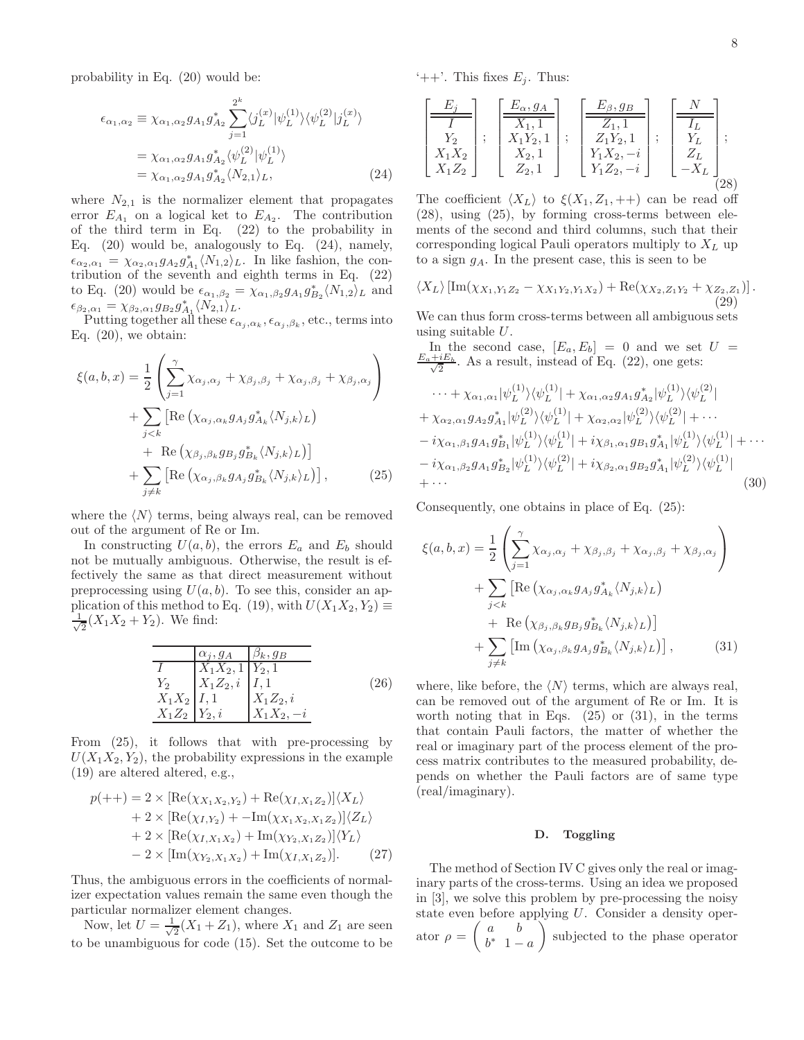probability in Eq. (20) would be:

$$
\begin{aligned}
\epsilon_{\alpha_1,\alpha_2} &\equiv \chi_{\alpha_1,\alpha_2} g_{A_1} g^*_{A_2} \sum_{j=1}^{2^k} \langle j_L^{(x)}|\psi_L^{(1)}\rangle\langle\psi_L^{(2)}|j_L^{(x)}\rangle \\
&= \chi_{\alpha_1,\alpha_2} g_{A_1} g^*_{A_2} \langle\psi_L^{(2)}|\psi_L^{(1)}\rangle \\
&= \chi_{\alpha_1,\alpha_2} g_{A_1} g^*_{A_2} \langle N_{2,1}\rangle_L, \qquad (24)
\end{aligned}
$$

where $N_{2,1}$ is the normalizer element that propagates error $E_{A_1}$ on a logical ket to $E_{A_2}$. The contribution of the third term in Eq. (22) to the probability in Eq. (20) would be, analogously to Eq. (24), namely, $\epsilon_{\alpha_2,\alpha_1} = \chi_{\alpha_2,\alpha_1} g_{A_2} g^*_{A_1} \langle N_{1,2}\rangle_L$. In like fashion, the contribution of the seventh and eighth terms in Eq. (22) to Eq. (20) would be $\epsilon_{\alpha_1,\beta_2} = \chi_{\alpha_1,\beta_2} g_{A_1} g^*_{B_2} \langle N_{1,2}\rangle_L$ and $\epsilon_{\beta_2,\alpha_1} = \chi_{\beta_2,\alpha_1} g_{B_2} g^*_{A_1} \langle N_{2,1}\rangle_L$.

Putting together all these $\epsilon_{\alpha_j,\alpha_k}, \epsilon_{\alpha_j,\beta_k}$, etc., terms into Eq. (20), we obtain:

$$
\begin{aligned}
\xi(a,b,x) &= \frac{1}{2}\left(\sum_{j=1}^{\gamma} \chi_{\alpha_j,\alpha_j} + \chi_{\beta_j,\beta_j} + \chi_{\alpha_j,\beta_j} + \chi_{\beta_j,\alpha_j}\right) \\
&+ \sum_{j<k} \left[\mathrm{Re}\left(\chi_{\alpha_j,\alpha_k} g_{A_j} g^*_{A_k} \langle N_{j,k}\rangle_L\right)\right. \\
&+ \left.\mathrm{Re}\left(\chi_{\beta_j,\beta_k} g_{B_j} g^*_{B_k} \langle N_{j,k}\rangle_L\right)\right] \\
&+ \sum_{j\neq k} \left[\mathrm{Re}\left(\chi_{\alpha_j,\beta_k} g_{A_j} g^*_{B_k} \langle N_{j,k}\rangle_L\right)\right], \qquad (25)
\end{aligned}
$$

where the $\langle N\rangle$ terms, being always real, can be removed out of the argument of Re or Im.

In constructing $U(a,b)$, the errors $E_a$ and $E_b$ should not be mutually ambiguous. Otherwise, the result is effectively the same as that direct measurement without preprocessing using $U(a,b)$. To see this, consider an application of this method to Eq. (19), with $U(X_1X_2, Y_2) \equiv \frac{1}{\sqrt{2}}(X_1X_2 + Y_2)$. We find:

|  | $\alpha_j, g_A$ | $\beta_k, g_B$ |
|---|---|---|
| $I$ | $X_1X_2, 1$ | $Y_2, 1$ |
| $Y_2$ | $X_1Z_2, i$ | $I, 1$ |
| $X_1X_2$ | $I, 1$ | $X_1Z_2, i$ |
| $X_1Z_2$ | $Y_2, i$ | $X_1X_2, -i$ |

(26)

From (25), it follows that with pre-processing by $U(X_1X_2, Y_2)$, the probability expressions in the example (19) are altered altered, e.g.,

$$
\begin{aligned}
p(++) &= 2\times[\mathrm{Re}(\chi_{X_1X_2,Y_2}) + \mathrm{Re}(\chi_{I,X_1Z_2})]\langle X_L\rangle \\
&+ 2\times[\mathrm{Re}(\chi_{I,Y_2}) + -\mathrm{Im}(\chi_{X_1X_2,X_1Z_2})]\langle Z_L\rangle \\
&+ 2\times[\mathrm{Re}(\chi_{I,X_1X_2}) + \mathrm{Im}(\chi_{Y_2,X_1Z_2})]\langle Y_L\rangle \\
&- 2\times[\mathrm{Im}(\chi_{Y_2,X_1X_2}) + \mathrm{Im}(\chi_{I,X_1Z_2})]. \qquad (27)
\end{aligned}
$$

Thus, the ambiguous errors in the coefficients of normalizer expectation values remain the same even though the particular normalizer element changes.

Now, let $U = \frac{1}{\sqrt{2}}(X_1 + Z_1)$, where $X_1$ and $Z_1$ are seen to be unambiguous for code (15). Set the outcome to be '++'. This fixes $E_j$. Thus:

$$
\left[\begin{array}{c} \underline{\underline{E_j}} \\ I \\ Y_2 \\ X_1X_2 \\ X_1Z_2 \end{array}\right];\;
\left[\begin{array}{c} \underline{\underline{E_\alpha, g_A}} \\ X_1, 1 \\ X_1Y_2, 1 \\ X_2, 1 \\ Z_2, 1 \end{array}\right];\;
\left[\begin{array}{c} \underline{\underline{E_\beta, g_B}} \\ Z_1, 1 \\ Z_1Y_2, 1 \\ Y_1X_2, -i \\ Y_1Z_2, -i \end{array}\right];\;
\left[\begin{array}{c} \underline{\underline{N}} \\ I_L \\ Y_L \\ Z_L \\ -X_L \end{array}\right]; \qquad (28)
$$

The coefficient $\langle X_L\rangle$ to $\xi(X_1, Z_1, ++)$ can be read off (28), using (25), by forming cross-terms between elements of the second and third columns, such that their corresponding logical Pauli operators multiply to $X_L$ up to a sign $g_A$. In the present case, this is seen to be

$$
\langle X_L\rangle\left[\mathrm{Im}(\chi_{X_1,Y_1Z_2} - \chi_{X_1Y_2,Y_1X_2}) + \mathrm{Re}(\chi_{X_2,Z_1Y_2} + \chi_{Z_2,Z_1})\right]. \qquad (29)
$$

We can thus form cross-terms between all ambiguous sets using suitable $U$.

In the second case, $[E_a, E_b] = 0$ and we set $U = \frac{E_a + iE_b}{\sqrt{2}}$. As a result, instead of Eq. (22), one gets:

$$
\begin{aligned}
&\cdots + \chi_{\alpha_1,\alpha_1}|\psi_L^{(1)}\rangle\langle\psi_L^{(1)}| + \chi_{\alpha_1,\alpha_2} g_{A_1} g^*_{A_2}|\psi_L^{(1)}\rangle\langle\psi_L^{(2)}| \\
&+ \chi_{\alpha_2,\alpha_1} g_{A_2} g^*_{A_1}|\psi_L^{(2)}\rangle\langle\psi_L^{(1)}| + \chi_{\alpha_2,\alpha_2}|\psi_L^{(2)}\rangle\langle\psi_L^{(2)}| + \cdots \\
&- i\chi_{\alpha_1,\beta_1} g_{A_1} g^*_{B_1}|\psi_L^{(1)}\rangle\langle\psi_L^{(1)}| + i\chi_{\beta_1,\alpha_1} g_{B_1} g^*_{A_1}|\psi_L^{(1)}\rangle\langle\psi_L^{(1)}| + \cdots \\
&- i\chi_{\alpha_1,\beta_2} g_{A_1} g^*_{B_2}|\psi_L^{(1)}\rangle\langle\psi_L^{(2)}| + i\chi_{\beta_2,\alpha_1} g_{B_2} g^*_{A_1}|\psi_L^{(2)}\rangle\langle\psi_L^{(1)}| \\
&+ \cdots \qquad (30)
\end{aligned}
$$

Consequently, one obtains in place of Eq. (25):

$$
\begin{aligned}
\xi(a,b,x) &= \frac{1}{2}\left(\sum_{j=1}^{\gamma} \chi_{\alpha_j,\alpha_j} + \chi_{\beta_j,\beta_j} + \chi_{\alpha_j,\beta_j} + \chi_{\beta_j,\alpha_j}\right) \\
&+ \sum_{j<k} \left[\mathrm{Re}\left(\chi_{\alpha_j,\alpha_k} g_{A_j} g^*_{A_k} \langle N_{j,k}\rangle_L\right)\right. \\
&+ \left.\mathrm{Re}\left(\chi_{\beta_j,\beta_k} g_{B_j} g^*_{B_k} \langle N_{j,k}\rangle_L\right)\right] \\
&+ \sum_{j\neq k} \left[\mathrm{Im}\left(\chi_{\alpha_j,\beta_k} g_{A_j} g^*_{B_k} \langle N_{j,k}\rangle_L\right)\right], \qquad (31)
\end{aligned}
$$

where, like before, the $\langle N\rangle$ terms, which are always real, can be removed out of the argument of Re or Im. It is worth noting that in Eqs. (25) or (31), in the terms that contain Pauli factors, the matter of whether the real or imaginary part of the process element of the process matrix contributes to the measured probability, depends on whether the Pauli factors are of same type (real/imaginary).

### D. Toggling

The method of Section IV C gives only the real or imaginary parts of the cross-terms. Using an idea we proposed in [3], we solve this problem by pre-processing the noisy state even before applying $U$. Consider a density operator $\rho = \begin{pmatrix} a & b \\ b^* & 1-a \end{pmatrix}$ subjected to the phase operator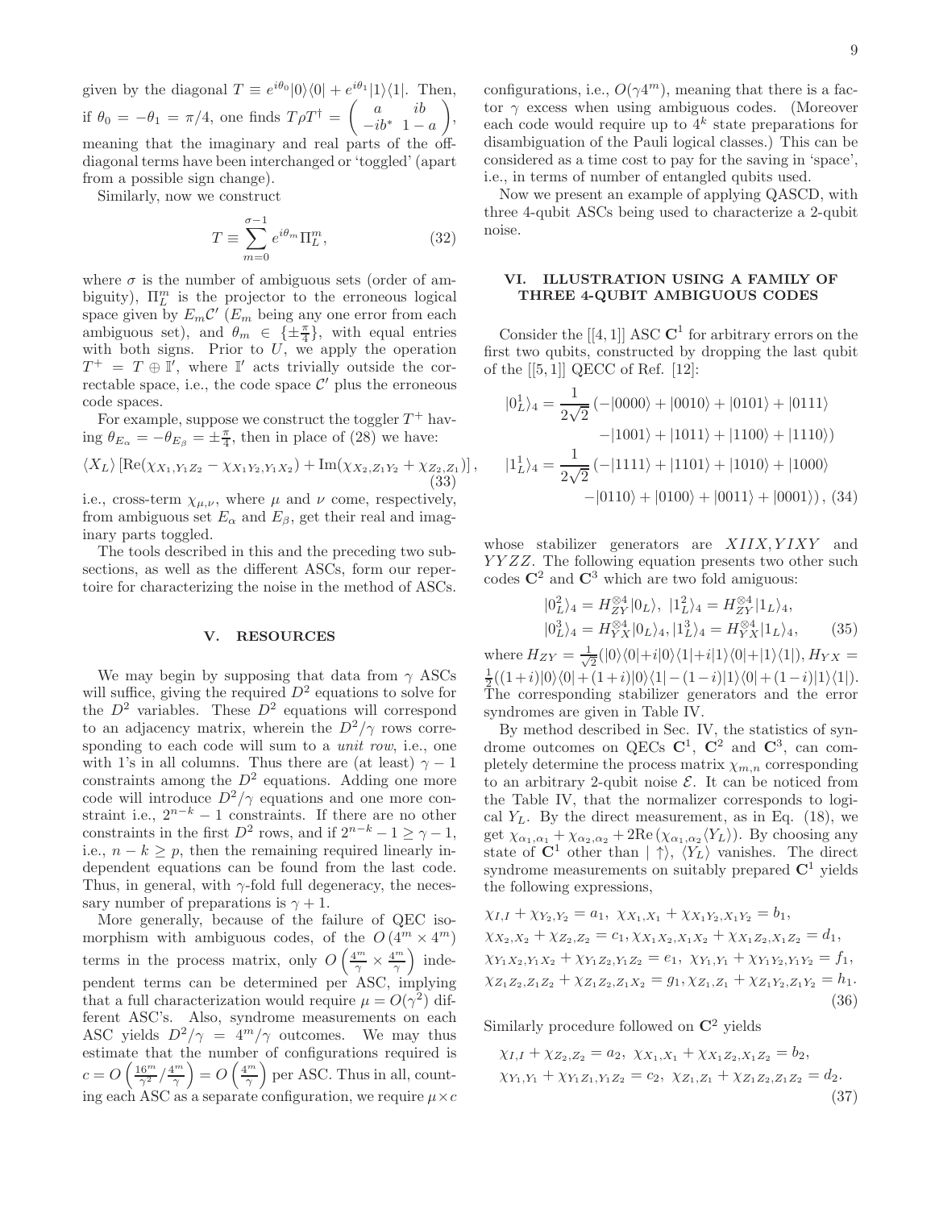given by the diagonal $T \equiv e^{i\theta_0}|0\rangle\langle 0| + e^{i\theta_1}|1\rangle\langle 1|$. Then, if $\theta_0 = -\theta_1 = \pi/4$, one finds $T\rho T^\dagger = \begin{pmatrix} a & ib \\ -ib^* & 1-a \end{pmatrix}$, meaning that the imaginary and real parts of the off-diagonal terms have been interchanged or 'toggled' (apart from a possible sign change).

Similarly, now we construct

$$T \equiv \sum_{m=0}^{\sigma-1} e^{i\theta_m}\Pi_L^m, \tag{32}$$

where $\sigma$ is the number of ambiguous sets (order of ambiguity), $\Pi_L^m$ is the projector to the erroneous logical space given by $E_m\mathcal{C}'$ ($E_m$ being any one error from each ambiguous set), and $\theta_m \in \{\pm\frac{\pi}{4}\}$, with equal entries with both signs. Prior to $U$, we apply the operation $T^+ = T \oplus \mathbb{I}'$, where $\mathbb{I}'$ acts trivially outside the correctable space, i.e., the code space $\mathcal{C}'$ plus the erroneous code spaces.

For example, suppose we construct the toggler $T^+$ having $\theta_{E_\alpha} = -\theta_{E_\beta} = \pm\frac{\pi}{4}$, then in place of (28) we have:

$$\langle X_L\rangle\left[\mathrm{Re}(\chi_{X_1,Y_1Z_2} - \chi_{X_1Y_2,Y_1X_2}) + \mathrm{Im}(\chi_{X_2,Z_1Y_2} + \chi_{Z_2,Z_1})\right], \tag{33}$$

i.e., cross-term $\chi_{\mu,\nu}$, where $\mu$ and $\nu$ come, respectively, from ambiguous set $E_\alpha$ and $E_\beta$, get their real and imaginary parts toggled.

The tools described in this and the preceding two subsections, as well as the different ASCs, form our repertoire for characterizing the noise in the method of ASCs.

## V. RESOURCES

We may begin by supposing that data from $\gamma$ ASCs will suffice, giving the required $D^2$ equations to solve for the $D^2$ variables. These $D^2$ equations will correspond to an adjacency matrix, wherein the $D^2/\gamma$ rows corresponding to each code will sum to a *unit row*, i.e., one with 1's in all columns. Thus there are (at least) $\gamma - 1$ constraints among the $D^2$ equations. Adding one more code will introduce $D^2/\gamma$ equations and one more constraint i.e., $2^{n-k} - 1$ constraints. If there are no other constraints in the first $D^2$ rows, and if $2^{n-k} - 1 \geq \gamma - 1$, i.e., $n - k \geq p$, then the remaining required linearly independent equations can be found from the last code. Thus, in general, with $\gamma$-fold full degeneracy, the necessary number of preparations is $\gamma + 1$.

More generally, because of the failure of QEC isomorphism with ambiguous codes, of the $O(4^m \times 4^m)$ terms in the process matrix, only $O\left(\frac{4^m}{\gamma} \times \frac{4^m}{\gamma}\right)$ independent terms can be determined per ASC, implying that a full characterization would require $\mu = O(\gamma^2)$ different ASC's. Also, syndrome measurements on each ASC yields $D^2/\gamma = 4^m/\gamma$ outcomes. We may thus estimate that the number of configurations required is $c = O\left(\frac{16^m}{\gamma^2}/\frac{4^m}{\gamma}\right) = O\left(\frac{4^m}{\gamma}\right)$ per ASC. Thus in all, counting each ASC as a separate configuration, we require $\mu \times c$ configurations, i.e., $O(\gamma 4^m)$, meaning that there is a factor $\gamma$ excess when using ambiguous codes. (Moreover each code would require up to $4^k$ state preparations for disambiguation of the Pauli logical classes.) This can be considered as a time cost to pay for the saving in 'space', i.e., in terms of number of entangled qubits used.

Now we present an example of applying QASCD, with three 4-qubit ASCs being used to characterize a 2-qubit noise.

## VI. ILLUSTRATION USING A FAMILY OF THREE 4-QUBIT AMBIGUOUS CODES

Consider the [[4, 1]] ASC $\mathbf{C}^1$ for arbitrary errors on the first two qubits, constructed by dropping the last qubit of the [[5, 1]] QECC of Ref. [12]:

$$\begin{aligned}
|0_L^1\rangle_4 = \frac{1}{2\sqrt{2}}\,(&-|0000\rangle + |0010\rangle + |0101\rangle + |0111\rangle \\
&-|1001\rangle + |1011\rangle + |1100\rangle + |1110\rangle) \\
|1_L^1\rangle_4 = \frac{1}{2\sqrt{2}}\,(&-|1111\rangle + |1101\rangle + |1010\rangle + |1000\rangle \\
&-|0110\rangle + |0100\rangle + |0011\rangle + |0001\rangle),
\end{aligned} \tag{34}$$

whose stabilizer generators are $XIIX, YIXY$ and $YYZZ$. The following equation presents two other such codes $\mathbf{C}^2$ and $\mathbf{C}^3$ which are two fold amiguous:

$$\begin{aligned}
&|0_L^2\rangle_4 = H_{ZY}^{\otimes 4}|0_L\rangle,\ |1_L^2\rangle_4 = H_{ZY}^{\otimes 4}|1_L\rangle_4, \\
&|0_L^3\rangle_4 = H_{YX}^{\otimes 4}|0_L\rangle_4, |1_L^3\rangle_4 = H_{YX}^{\otimes 4}|1_L\rangle_4,
\end{aligned} \tag{35}$$

where $H_{ZY} = \frac{1}{\sqrt{2}}(|0\rangle\langle 0| + i|0\rangle\langle 1| + i|1\rangle\langle 0| + |1\rangle\langle 1|)$, $H_{YX} = \frac{1}{2}((1+i)|0\rangle\langle 0| + (1+i)|0\rangle\langle 1| - (1-i)|1\rangle\langle 0| + (1-i)|1\rangle\langle 1|)$. The corresponding stabilizer generators and the error syndromes are given in Table IV.

By method described in Sec. IV, the statistics of syndrome outcomes on QECs $\mathbf{C}^1$, $\mathbf{C}^2$ and $\mathbf{C}^3$, can completely determine the process matrix $\chi_{m,n}$ corresponding to an arbitrary 2-qubit noise $\mathcal{E}$. It can be noticed from the Table IV, that the normalizer corresponds to logical $Y_L$. By the direct measurement, as in Eq. (18), we get $\chi_{\alpha_1,\alpha_1} + \chi_{\alpha_2,\alpha_2} + 2\mathrm{Re}\,(\chi_{\alpha_1,\alpha_2}\langle Y_L\rangle)$. By choosing any state of $\mathbf{C}^1$ other than $|\uparrow\rangle$, $\langle Y_L\rangle$ vanishes. The direct syndrome measurements on suitably prepared $\mathbf{C}^1$ yields the following expressions,

$$\begin{aligned}
&\chi_{I,I} + \chi_{Y_2,Y_2} = a_1,\ \chi_{X_1,X_1} + \chi_{X_1Y_2,X_1Y_2} = b_1, \\
&\chi_{X_2,X_2} + \chi_{Z_2,Z_2} = c_1, \chi_{X_1X_2,X_1X_2} + \chi_{X_1Z_2,X_1Z_2} = d_1, \\
&\chi_{Y_1X_2,Y_1X_2} + \chi_{Y_1Z_2,Y_1Z_2} = e_1,\ \chi_{Y_1,Y_1} + \chi_{Y_1Y_2,Y_1Y_2} = f_1, \\
&\chi_{Z_1Z_2,Z_1Z_2} + \chi_{Z_1Z_2,Z_1X_2} = g_1, \chi_{Z_1,Z_1} + \chi_{Z_1Y_2,Z_1Y_2} = h_1.
\end{aligned} \tag{36}$$

Similarly procedure followed on $\mathbf{C}^2$ yields

$$\begin{aligned}
&\chi_{I,I} + \chi_{Z_2,Z_2} = a_2,\ \chi_{X_1,X_1} + \chi_{X_1Z_2,X_1Z_2} = b_2, \\
&\chi_{Y_1,Y_1} + \chi_{Y_1Z_1,Y_1Z_2} = c_2,\ \chi_{Z_1,Z_1} + \chi_{Z_1Z_2,Z_1Z_2} = d_2.
\end{aligned} \tag{37}$$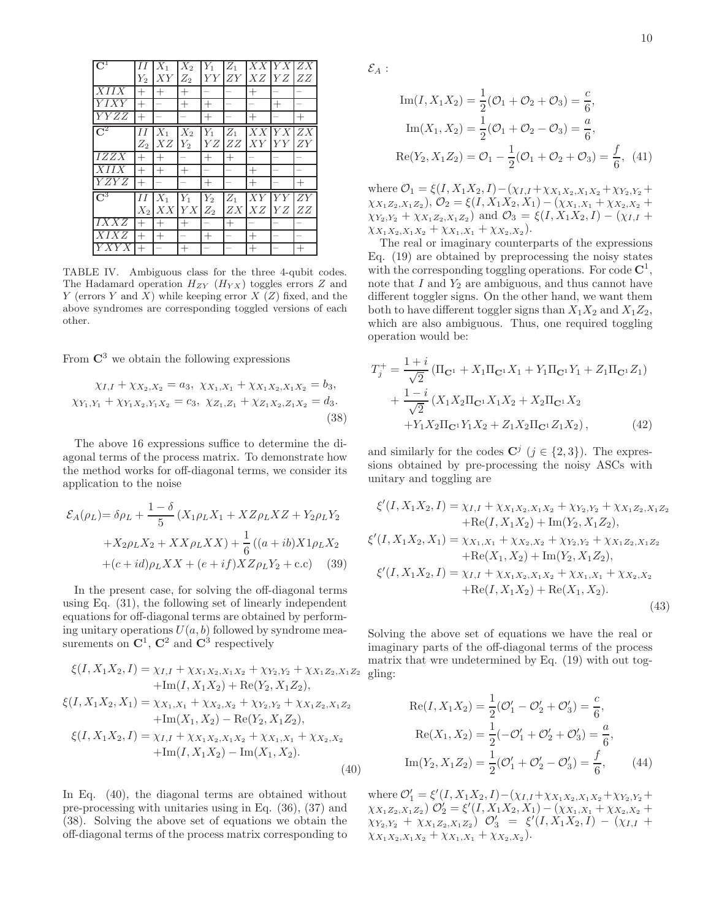| $\mathbf{C}^1$ | $II$ $Y_2$ | $X_1$ $XY$ | $X_2$ $Z_2$ | $Y_1$ $YY$ | $Z_1$ $ZY$ | $XX$ $XZ$ | $YX$ $YZ$ | $ZX$ $ZZ$ |
|---|---|---|---|---|---|---|---|---|
| $XIIX$ | + | + | + | – | – | + | – | – |
| $YIXY$ | + | – | + | + | – | – | + | – |
| $YYZZ$ | + | – | – | + | – | + | – | + |
| $\mathbf{C}^2$ | $II$ $Z_2$ | $X_1$ $XZ$ | $X_2$ $Y_2$ | $Y_1$ $YZ$ | $Z_1$ $ZZ$ | $XX$ $XY$ | $YX$ $YY$ | $ZX$ $ZY$ |
| $IZZX$ | + | + | – | + | + | – | – | – |
| $XIIX$ | + | + | + | – | – | + | – | – |
| $YZYZ$ | + | – | – | + | – | + | – | + |
| $\mathbf{C}^3$ | $II$ $X_2$ | $X_1$ $XX$ | $Y_1$ $YX$ | $Y_2$ $Z_2$ | $Z_1$ $ZX$ | $XY$ $XZ$ | $YY$ $YZ$ | $ZY$ $ZZ$ |
| $IXXZ$ | + | + | + | – | + | – | – | – |
| $XIXZ$ | + | + | – | + | – | + | – | – |
| $YXYX$ | + | – | + | – | – | + | – | + |

TABLE IV. Ambiguous class for the three 4-qubit codes. The Hadamard operation $H_{ZY}$ ($H_{YX}$) toggles errors $Z$ and $Y$ (errors $Y$ and $X$) while keeping error $X$ ($Z$) fixed, and the above syndromes are corresponding toggled versions of each other.

From $\mathbf{C}^3$ we obtain the following expressions

$$\chi_{I,I} + \chi_{X_2,X_2} = a_3,\ \chi_{X_1,X_1} + \chi_{X_1X_2,X_1X_2} = b_3,$$
$$\chi_{Y_1,Y_1} + \chi_{Y_1X_2,Y_1X_2} = c_3,\ \chi_{Z_1,Z_1} + \chi_{Z_1X_2,Z_1X_2} = d_3. \tag{38}$$

The above 16 expressions suffice to determine the diagonal terms of the process matrix. To demonstrate how the method works for off-diagonal terms, we consider its application to the noise

$$\mathcal{E}_A(\rho_L) = \delta\rho_L + \frac{1-\delta}{5}\left(X_1\rho_L X_1 + XZ\rho_L XZ + Y_2\rho_L Y_2 + X_2\rho_L X_2 + XX\rho_L XX\right) + \frac{1}{6}\left((a+ib)X1\rho_L X_2 + (c+id)\rho_L XX + (e+if)XZ\rho_L Y_2 + \text{c.c}\right) \tag{39}$$

In the present case, for solving the off-diagonal terms using Eq. (31), the following set of linearly independent equations for off-diagonal terms are obtained by performing unitary operations $U(a,b)$ followed by syndrome measurements on $\mathbf{C}^1$, $\mathbf{C}^2$ and $\mathbf{C}^3$ respectively

$$\begin{aligned}
\xi(I,X_1X_2,I) &= \chi_{I,I} + \chi_{X_1X_2,X_1X_2} + \chi_{Y_2,Y_2} + \chi_{X_1Z_2,X_1Z_2} \\
&\quad + \text{Im}(I,X_1X_2) + \text{Re}(Y_2,X_1Z_2),\\
\xi(I,X_1X_2,X_1) &= \chi_{X_1,X_1} + \chi_{X_2,X_2} + \chi_{Y_2,Y_2} + \chi_{X_1Z_2,X_1Z_2} \\
&\quad + \text{Im}(X_1,X_2) - \text{Re}(Y_2,X_1Z_2),\\
\xi(I,X_1X_2,I) &= \chi_{I,I} + \chi_{X_1X_2,X_1X_2} + \chi_{X_1,X_1} + \chi_{X_2,X_2} \\
&\quad + \text{Im}(I,X_1X_2) - \text{Im}(X_1,X_2).
\end{aligned} \tag{40}$$

In Eq. (40), the diagonal terms are obtained without pre-processing with unitaries using in Eq. (36), (37) and (38). Solving the above set of equations we obtain the off-diagonal terms of the process matrix corresponding to $\mathcal{E}_A$ :

$$\begin{aligned}
\text{Im}(I,X_1X_2) &= \frac{1}{2}(\mathcal{O}_1 + \mathcal{O}_2 + \mathcal{O}_3) = \frac{c}{6},\\
\text{Im}(X_1,X_2) &= \frac{1}{2}(\mathcal{O}_1 + \mathcal{O}_2 - \mathcal{O}_3) = \frac{a}{6},\\
\text{Re}(Y_2,X_1Z_2) &= \mathcal{O}_1 - \frac{1}{2}(\mathcal{O}_1 + \mathcal{O}_2 + \mathcal{O}_3) = \frac{f}{6},
\end{aligned} \tag{41}$$

where $\mathcal{O}_1 = \xi(I,X_1X_2,I) - (\chi_{I,I} + \chi_{X_1X_2,X_1X_2} + \chi_{Y_2,Y_2} + \chi_{X_1Z_2,X_1Z_2})$, $\mathcal{O}_2 = \xi(I,X_1X_2,X_1) - (\chi_{X_1,X_1} + \chi_{X_2,X_2} + \chi_{Y_2,Y_2} + \chi_{X_1Z_2,X_1Z_2})$ and $\mathcal{O}_3 = \xi(I,X_1X_2,I) - (\chi_{I,I} + \chi_{X_1X_2,X_1X_2} + \chi_{X_1,X_1} + \chi_{X_2,X_2})$.

The real or imaginary counterparts of the expressions Eq. (19) are obtained by preprocessing the noisy states with the corresponding toggling operations. For code $\mathbf{C}^1$, note that $I$ and $Y_2$ are ambiguous, and thus cannot have different toggler signs. On the other hand, we want them both to have different toggler signs than $X_1X_2$ and $X_1Z_2$, which are also ambiguous. Thus, one required toggling operation would be:

$$\begin{aligned}
T_j^+ &= \frac{1+i}{\sqrt{2}}\left(\Pi_{\mathbf{C}^1} + X_1\Pi_{\mathbf{C}^1}X_1 + Y_1\Pi_{\mathbf{C}^1}Y_1 + Z_1\Pi_{\mathbf{C}^1}Z_1\right)\\
&\quad + \frac{1-i}{\sqrt{2}}\left(X_1X_2\Pi_{\mathbf{C}^1}X_1X_2 + X_2\Pi_{\mathbf{C}^1}X_2 \right.\\
&\quad \left. + Y_1X_2\Pi_{\mathbf{C}^1}Y_1X_2 + Z_1X_2\Pi_{\mathbf{C}^1}Z_1X_2\right),
\end{aligned} \tag{42}$$

and similarly for the codes $\mathbf{C}^j$ ($j \in \{2,3\}$). The expressions obtained by pre-processing the noisy ASCs with unitary and toggling are

$$\begin{aligned}
\xi'(I,X_1X_2,I) &= \chi_{I,I} + \chi_{X_1X_2,X_1X_2} + \chi_{Y_2,Y_2} + \chi_{X_1Z_2,X_1Z_2} \\
&\quad + \text{Re}(I,X_1X_2) + \text{Im}(Y_2,X_1Z_2),\\
\xi'(I,X_1X_2,X_1) &= \chi_{X_1,X_1} + \chi_{X_2,X_2} + \chi_{Y_2,Y_2} + \chi_{X_1Z_2,X_1Z_2} \\
&\quad + \text{Re}(X_1,X_2) + \text{Im}(Y_2,X_1Z_2),\\
\xi'(I,X_1X_2,I) &= \chi_{I,I} + \chi_{X_1X_2,X_1X_2} + \chi_{X_1,X_1} + \chi_{X_2,X_2} \\
&\quad + \text{Re}(I,X_1X_2) + \text{Re}(X_1,X_2).
\end{aligned} \tag{43}$$

Solving the above set of equations we have the real or imaginary parts of the off-diagonal terms of the process matrix that wre undetermined by Eq. (19) with out toggling:

$$\begin{aligned}
\text{Re}(I,X_1X_2) &= \frac{1}{2}(\mathcal{O}_1' - \mathcal{O}_2' + \mathcal{O}_3') = \frac{c}{6},\\
\text{Re}(X_1,X_2) &= \frac{1}{2}(-\mathcal{O}_1' + \mathcal{O}_2' + \mathcal{O}_3') = \frac{a}{6},\\
\text{Im}(Y_2,X_1Z_2) &= \frac{1}{2}(\mathcal{O}_1' + \mathcal{O}_2' - \mathcal{O}_3') = \frac{f}{6},
\end{aligned} \tag{44}$$

where $\mathcal{O}_1' = \xi'(I,X_1X_2,I) - (\chi_{I,I} + \chi_{X_1X_2,X_1X_2} + \chi_{Y_2,Y_2} + \chi_{X_1Z_2,X_1Z_2})$ $\mathcal{O}_2' = \xi'(I,X_1X_2,X_1) - (\chi_{X_1,X_1} + \chi_{X_2,X_2} + \chi_{Y_2,Y_2} + \chi_{X_1Z_2,X_1Z_2})$ $\mathcal{O}_3' = \xi'(I,X_1X_2,I) - (\chi_{I,I} + \chi_{X_1X_2,X_1X_2} + \chi_{X_1,X_1} + \chi_{X_2,X_2})$.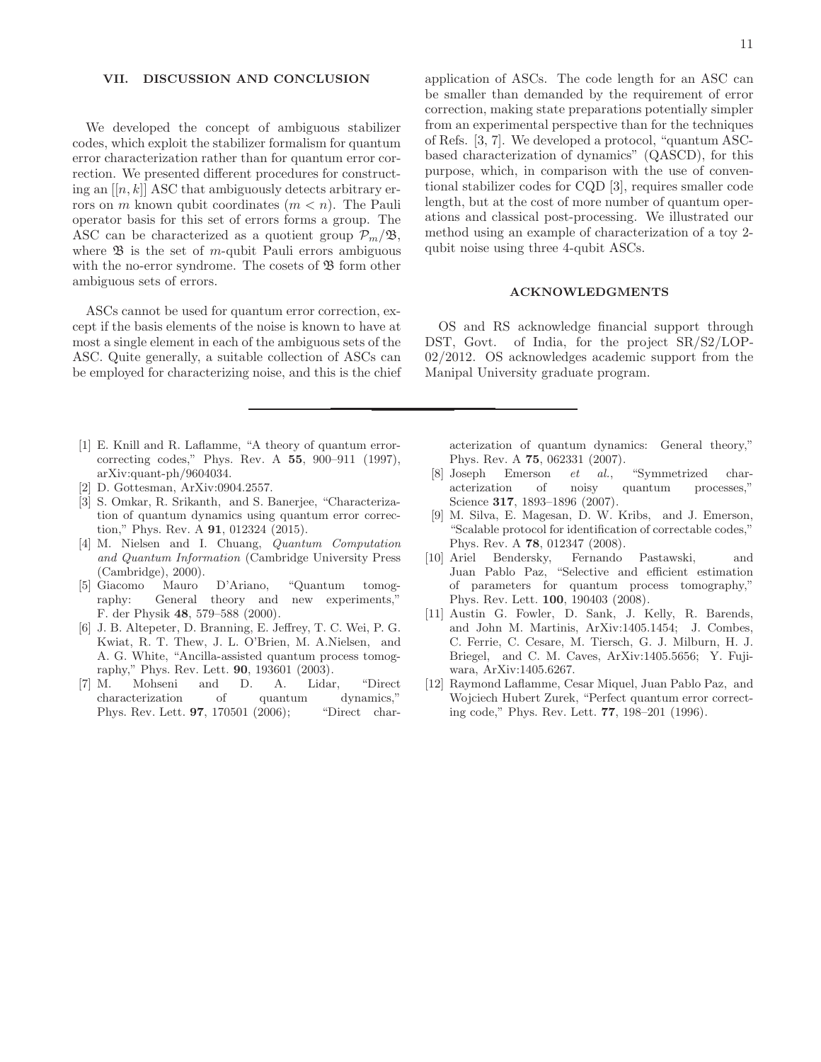## VII. DISCUSSION AND CONCLUSION

We developed the concept of ambiguous stabilizer codes, which exploit the stabilizer formalism for quantum error characterization rather than for quantum error correction. We presented different procedures for constructing an $[[n, k]]$ ASC that ambiguously detects arbitrary errors on $m$ known qubit coordinates ($m < n$). The Pauli operator basis for this set of errors forms a group. The ASC can be characterized as a quotient group $\mathcal{P}_m/\mathfrak{B}$, where $\mathfrak{B}$ is the set of $m$-qubit Pauli errors ambiguous with the no-error syndrome. The cosets of $\mathfrak{B}$ form other ambiguous sets of errors.

ASCs cannot be used for quantum error correction, except if the basis elements of the noise is known to have at most a single element in each of the ambiguous sets of the ASC. Quite generally, a suitable collection of ASCs can be employed for characterizing noise, and this is the chief application of ASCs. The code length for an ASC can be smaller than demanded by the requirement of error correction, making state preparations potentially simpler from an experimental perspective than for the techniques of Refs. [3, 7]. We developed a protocol, "quantum ASC-based characterization of dynamics" (QASCD), for this purpose, which, in comparison with the use of conventional stabilizer codes for CQD [3], requires smaller code length, but at the cost of more number of quantum operations and classical post-processing. We illustrated our method using an example of characterization of a toy 2-qubit noise using three 4-qubit ASCs.

## ACKNOWLEDGMENTS

OS and RS acknowledge financial support through DST, Govt. of India, for the project SR/S2/LOP-02/2012. OS acknowledges academic support from the Manipal University graduate program.

---

[1] E. Knill and R. Laflamme, "A theory of quantum error-correcting codes," Phys. Rev. A **55**, 900–911 (1997), arXiv:quant-ph/9604034.

[2] D. Gottesman, ArXiv:0904.2557.

[3] S. Omkar, R. Srikanth, and S. Banerjee, "Characterization of quantum dynamics using quantum error correction," Phys. Rev. A **91**, 012324 (2015).

[4] M. Nielsen and I. Chuang, *Quantum Computation and Quantum Information* (Cambridge University Press (Cambridge), 2000).

[5] Giacomo Mauro D'Ariano, "Quantum tomography: General theory and new experiments," F. der Physik **48**, 579–588 (2000).

[6] J. B. Altepeter, D. Branning, E. Jeffrey, T. C. Wei, P. G. Kwiat, R. T. Thew, J. L. O'Brien, M. A.Nielsen, and A. G. White, "Ancilla-assisted quantum process tomography," Phys. Rev. Lett. **90**, 193601 (2003).

[7] M. Mohseni and D. A. Lidar, "Direct characterization of quantum dynamics," Phys. Rev. Lett. **97**, 170501 (2006); "Direct characterization of quantum dynamics: General theory," Phys. Rev. A **75**, 062331 (2007).

[8] Joseph Emerson *et al.*, "Symmetrized characterization of noisy quantum processes," Science **317**, 1893–1896 (2007).

[9] M. Silva, E. Magesan, D. W. Kribs, and J. Emerson, "Scalable protocol for identification of correctable codes," Phys. Rev. A **78**, 012347 (2008).

[10] Ariel Bendersky, Fernando Pastawski, and Juan Pablo Paz, "Selective and efficient estimation of parameters for quantum process tomography," Phys. Rev. Lett. **100**, 190403 (2008).

[11] Austin G. Fowler, D. Sank, J. Kelly, R. Barends, and John M. Martinis, ArXiv:1405.1454; J. Combes, C. Ferrie, C. Cesare, M. Tiersch, G. J. Milburn, H. J. Briegel, and C. M. Caves, ArXiv:1405.5656; Y. Fujiwara, ArXiv:1405.6267.

[12] Raymond Laflamme, Cesar Miquel, Juan Pablo Paz, and Wojciech Hubert Zurek, "Perfect quantum error correcting code," Phys. Rev. Lett. **77**, 198–201 (1996).